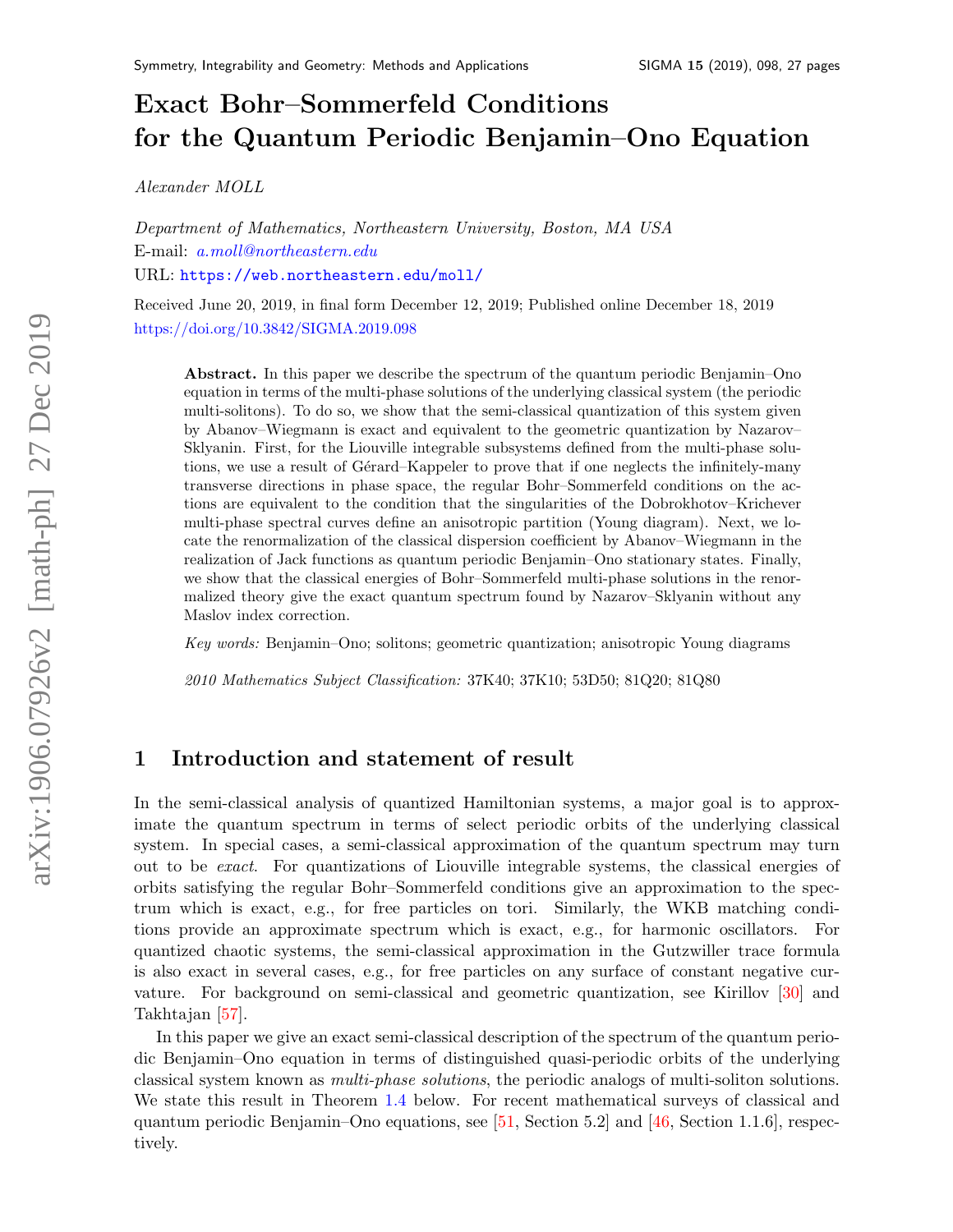# Exact Bohr–Sommerfeld Conditions for the Quantum Periodic Benjamin–Ono Equation

*Alexander MOLL*

*Department of Mathematics, Northeastern University, Boston, MA USA*
E-mail: *a.moll@northeastern.edu*
URL: https://web.northeastern.edu/moll/

Received June 20, 2019, in final form December 12, 2019; Published online December 18, 2019
https://doi.org/10.3842/SIGMA.2019.098

> **Abstract.** In this paper we describe the spectrum of the quantum periodic Benjamin–Ono equation in terms of the multi-phase solutions of the underlying classical system (the periodic multi-solitons). To do so, we show that the semi-classical quantization of this system given by Abanov–Wiegmann is exact and equivalent to the geometric quantization by Nazarov–Sklyanin. First, for the Liouville integrable subsystems defined from the multi-phase solutions, we use a result of Gérard–Kappeler to prove that if one neglects the infinitely-many transverse directions in phase space, the regular Bohr–Sommerfeld conditions on the actions are equivalent to the condition that the singularities of the Dobrokhotov–Krichever multi-phase spectral curves define an anisotropic partition (Young diagram). Next, we locate the renormalization of the classical dispersion coefficient by Abanov–Wiegmann in the realization of Jack functions as quantum periodic Benjamin–Ono stationary states. Finally, we show that the classical energies of Bohr–Sommerfeld multi-phase solutions in the renormalized theory give the exact quantum spectrum found by Nazarov–Sklyanin without any Maslov index correction.
>
> *Key words:* Benjamin–Ono; solitons; geometric quantization; anisotropic Young diagrams
>
> *2010 Mathematics Subject Classification:* 37K40; 37K10; 53D50; 81Q20; 81Q80

## 1 Introduction and statement of result

In the semi-classical analysis of quantized Hamiltonian systems, a major goal is to approximate the quantum spectrum in terms of select periodic orbits of the underlying classical system. In special cases, a semi-classical approximation of the quantum spectrum may turn out to be *exact*. For quantizations of Liouville integrable systems, the classical energies of orbits satisfying the regular Bohr–Sommerfeld conditions give an approximation to the spectrum which is exact, e.g., for free particles on tori. Similarly, the WKB matching conditions provide an approximate spectrum which is exact, e.g., for harmonic oscillators. For quantized chaotic systems, the semi-classical approximation in the Gutzwiller trace formula is also exact in several cases, e.g., for free particles on any surface of constant negative curvature. For background on semi-classical and geometric quantization, see Kirillov [30] and Takhtajan [57].

In this paper we give an exact semi-classical description of the spectrum of the quantum periodic Benjamin–Ono equation in terms of distinguished quasi-periodic orbits of the underlying classical system known as *multi-phase solutions*, the periodic analogs of multi-soliton solutions. We state this result in Theorem 1.4 below. For recent mathematical surveys of classical and quantum periodic Benjamin–Ono equations, see [51, Section 5.2] and [46, Section 1.1.6], respectively.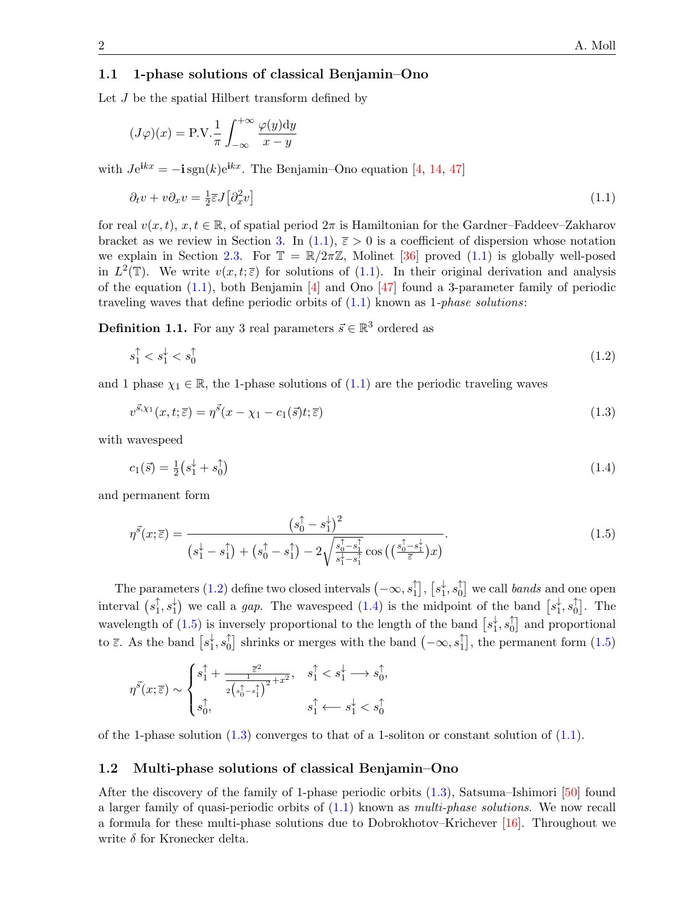### 1.1 1-phase solutions of classical Benjamin–Ono

Let $J$ be the spatial Hilbert transform defined by

$$(J\varphi)(x) = \text{P.V.}\frac{1}{\pi}\int_{-\infty}^{+\infty}\frac{\varphi(y)\mathrm{d}y}{x-y}$$

with $Je^{\mathbf{i}kx} = -\mathbf{i}\,\mathrm{sgn}(k)e^{\mathbf{i}kx}$. The Benjamin–Ono equation [4, 14, 47]

$$\partial_t v + v\partial_x v = \tfrac{1}{2}\overline{\varepsilon} J\big[\partial_x^2 v\big] \tag{1.1}$$

for real $v(x,t)$, $x,t\in\mathbb{R}$, of spatial period $2\pi$ is Hamiltonian for the Gardner–Faddeev–Zakharov bracket as we review in Section 3. In (1.1), $\overline{\varepsilon} > 0$ is a coefficient of dispersion whose notation we explain in Section 2.3. For $\mathbb{T} = \mathbb{R}/2\pi\mathbb{Z}$, Molinet [36] proved (1.1) is globally well-posed in $L^2(\mathbb{T})$. We write $v(x,t;\overline{\varepsilon})$ for solutions of (1.1). In their original derivation and analysis of the equation (1.1), both Benjamin [4] and Ono [47] found a 3-parameter family of periodic traveling waves that define periodic orbits of (1.1) known as 1-*phase solutions*:

**Definition 1.1.** For any 3 real parameters $\vec{s}\in\mathbb{R}^3$ ordered as

$$s_1^{\uparrow} < s_1^{\downarrow} < s_0^{\uparrow} \tag{1.2}$$

and 1 phase $\chi_1\in\mathbb{R}$, the 1-phase solutions of (1.1) are the periodic traveling waves

$$v^{\vec{s},\chi_1}(x,t;\overline{\varepsilon}) = \eta^{\vec{s}}(x-\chi_1-c_1(\vec{s})t;\overline{\varepsilon}) \tag{1.3}$$

with wavespeed

$$c_1(\vec{s}) = \tfrac{1}{2}\big(s_1^{\downarrow}+s_0^{\uparrow}\big) \tag{1.4}$$

and permanent form

$$\eta^{\vec{s}}(x;\overline{\varepsilon}) = \frac{\big(s_0^{\uparrow}-s_1^{\downarrow}\big)^2}{\big(s_1^{\downarrow}-s_1^{\uparrow}\big)+\big(s_0^{\uparrow}-s_1^{\uparrow}\big)-2\sqrt{\frac{s_0^{\uparrow}-s_1^{\uparrow}}{s_1^{\downarrow}-s_1^{\uparrow}}}\cos\big(\big(\frac{s_0^{\uparrow}-s_1^{\downarrow}}{\overline{\varepsilon}}\big)x\big)}. \tag{1.5}$$

The parameters (1.2) define two closed intervals $\big(-\infty,s_1^{\uparrow}\big]$, $\big[s_1^{\downarrow},s_0^{\uparrow}\big]$ we call *bands* and one open interval $\big(s_1^{\uparrow},s_1^{\downarrow}\big)$ we call a *gap*. The wavespeed (1.4) is the midpoint of the band $\big[s_1^{\downarrow},s_0^{\uparrow}\big]$. The wavelength of (1.5) is inversely proportional to the length of the band $\big[s_1^{\downarrow},s_0^{\uparrow}\big]$ and proportional to $\overline{\varepsilon}$. As the band $\big[s_1^{\downarrow},s_0^{\uparrow}\big]$ shrinks or merges with the band $\big(-\infty,s_1^{\uparrow}\big]$, the permanent form (1.5)

$$\eta^{\vec{s}}(x;\overline{\varepsilon}) \sim \begin{cases} s_1^{\uparrow} + \dfrac{\overline{\varepsilon}^2}{\frac{1}{2\left(s_0^{\uparrow}-s_1^{\uparrow}\right)^2}+x^2}, & s_1^{\uparrow} < s_1^{\downarrow} \longrightarrow s_0^{\uparrow}, \\ s_0^{\uparrow}, & s_1^{\uparrow} \longleftarrow s_1^{\downarrow} < s_0^{\uparrow} \end{cases}$$

of the 1-phase solution (1.3) converges to that of a 1-soliton or constant solution of (1.1).

### 1.2 Multi-phase solutions of classical Benjamin–Ono

After the discovery of the family of 1-phase periodic orbits (1.3), Satsuma–Ishimori [50] found a larger family of quasi-periodic orbits of (1.1) known as *multi-phase solutions*. We now recall a formula for these multi-phase solutions due to Dobrokhotov–Krichever [16]. Throughout we write $\delta$ for Kronecker delta.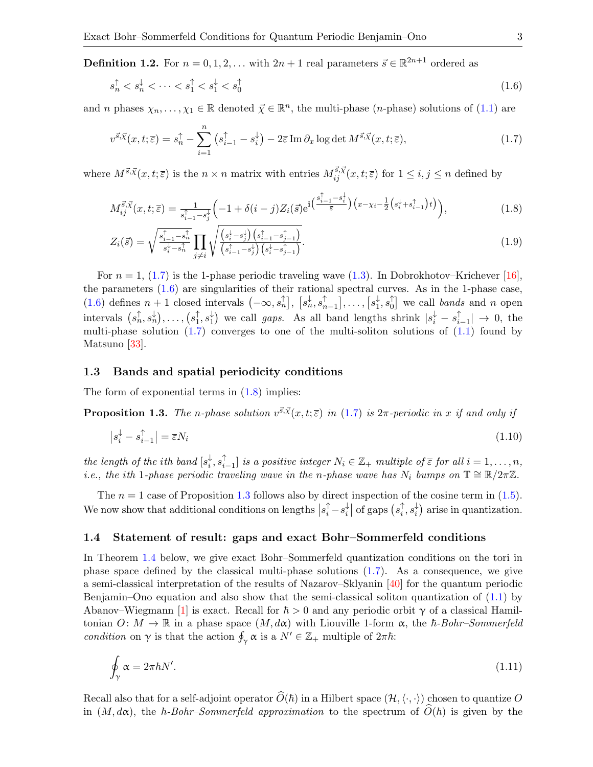**Definition 1.2.** For $n = 0, 1, 2, \dots$ with $2n+1$ real parameters $\vec{s} \in \mathbb{R}^{2n+1}$ ordered as

$$s_n^{\uparrow} < s_n^{\downarrow} < \cdots < s_1^{\uparrow} < s_1^{\downarrow} < s_0^{\uparrow} \tag{1.6}$$

and $n$ phases $\chi_n, \dots, \chi_1 \in \mathbb{R}$ denoted $\vec{\chi} \in \mathbb{R}^n$, the multi-phase ($n$-phase) solutions of (1.1) are

$$v^{\vec{s},\vec{\chi}}(x,t;\overline{\varepsilon}) = s_n^{\uparrow} - \sum_{i=1}^{n} \left(s_{i-1}^{\uparrow} - s_i^{\downarrow}\right) - 2\overline{\varepsilon}\, \mathrm{Im}\, \partial_x \log \det M^{\vec{s},\vec{\chi}}(x,t;\overline{\varepsilon}), \tag{1.7}$$

where $M^{\vec{s},\vec{\chi}}(x,t;\overline{\varepsilon})$ is the $n \times n$ matrix with entries $M_{ij}^{\vec{s},\vec{\chi}}(x,t;\overline{\varepsilon})$ for $1 \le i,j \le n$ defined by

$$M_{ij}^{\vec{s},\vec{\chi}}(x,t;\overline{\varepsilon}) = \tfrac{1}{s_{i-1}^{\uparrow} - s_j^{\downarrow}} \left(-1 + \delta(i-j) Z_i(\vec{s}) \mathrm{e}^{\mathrm{i}\left(\frac{s_{i-1}^{\uparrow} - s_i^{\downarrow}}{\overline{\varepsilon}}\right)\left(x - \chi_i - \frac{1}{2}\left(s_i^{\downarrow} + s_{i-1}^{\uparrow}\right)t\right)}\right), \tag{1.8}$$

$$Z_i(\vec{s}) = \sqrt{\tfrac{s_{i-1}^{\uparrow} - s_n^{\uparrow}}{s_i^{\downarrow} - s_n^{\uparrow}}} \prod_{j \neq i} \sqrt{\tfrac{\left(s_i^{\downarrow} - s_j^{\downarrow}\right)\left(s_{i-1}^{\uparrow} - s_{j-1}^{\uparrow}\right)}{\left(s_{i-1}^{\uparrow} - s_j^{\downarrow}\right)\left(s_i^{\downarrow} - s_{j-1}^{\uparrow}\right)}}. \tag{1.9}$$

For $n = 1$, (1.7) is the 1-phase periodic traveling wave (1.3). In Dobrokhotov–Krichever [16], the parameters (1.6) are singularities of their rational spectral curves. As in the 1-phase case, (1.6) defines $n+1$ closed intervals $\left(-\infty, s_n^{\uparrow}\right]$, $\left[s_n^{\downarrow}, s_{n-1}^{\uparrow}\right], \dots, \left[s_1^{\downarrow}, s_0^{\uparrow}\right]$ we call *bands* and $n$ open intervals $\left(s_n^{\uparrow}, s_n^{\downarrow}\right), \dots, \left(s_1^{\uparrow}, s_1^{\downarrow}\right)$ we call *gaps*. As all band lengths shrink $|s_i^{\downarrow} - s_{i-1}^{\uparrow}| \to 0$, the multi-phase solution (1.7) converges to one of the multi-soliton solutions of (1.1) found by Matsuno [33].

### 1.3 Bands and spatial periodicity conditions

The form of exponential terms in (1.8) implies:

**Proposition 1.3.** *The $n$-phase solution $v^{\vec{s},\vec{\chi}}(x,t;\overline{\varepsilon})$ in (1.7) is $2\pi$-periodic in $x$ if and only if*

$$\left|s_i^{\downarrow} - s_{i-1}^{\uparrow}\right| = \overline{\varepsilon} N_i \tag{1.10}$$

*the length of the ith band $[s_i^{\downarrow}, s_{i-1}^{\uparrow}]$ is a positive integer $N_i \in \mathbb{Z}_+$ multiple of $\overline{\varepsilon}$ for all $i = 1, \dots, n$, i.e., the ith 1-phase periodic traveling wave in the $n$-phase wave has $N_i$ bumps on $\mathbb{T} \cong \mathbb{R}/2\pi\mathbb{Z}$.*

The $n = 1$ case of Proposition 1.3 follows also by direct inspection of the cosine term in (1.5). We now show that additional conditions on lengths $\left|s_i^{\uparrow} - s_i^{\downarrow}\right|$ of gaps $\left(s_i^{\uparrow}, s_i^{\downarrow}\right)$ arise in quantization.

### 1.4 Statement of result: gaps and exact Bohr–Sommerfeld conditions

In Theorem 1.4 below, we give exact Bohr–Sommerfeld quantization conditions on the tori in phase space defined by the classical multi-phase solutions (1.7). As a consequence, we give a semi-classical interpretation of the results of Nazarov–Sklyanin [40] for the quantum periodic Benjamin–Ono equation and also show that the semi-classical soliton quantization of (1.1) by Abanov–Wiegmann [1] is exact. Recall for $\hbar > 0$ and any periodic orbit $\gamma$ of a classical Hamiltonian $O\colon M \to \mathbb{R}$ in a phase space $(M, d\alpha)$ with Liouville 1-form $\alpha$, the *$\hbar$-Bohr–Sommerfeld condition* on $\gamma$ is that the action $\oint_\gamma \alpha$ is a $N' \in \mathbb{Z}_+$ multiple of $2\pi\hbar$:

$$\oint_\gamma \alpha = 2\pi\hbar N'. \tag{1.11}$$

Recall also that for a self-adjoint operator $\widehat{O}(\hbar)$ in a Hilbert space $(\mathcal{H}, \langle\cdot,\cdot\rangle)$ chosen to quantize $O$ in $(M, d\alpha)$, the *$\hbar$-Bohr–Sommerfeld approximation* to the spectrum of $\widehat{O}(\hbar)$ is given by the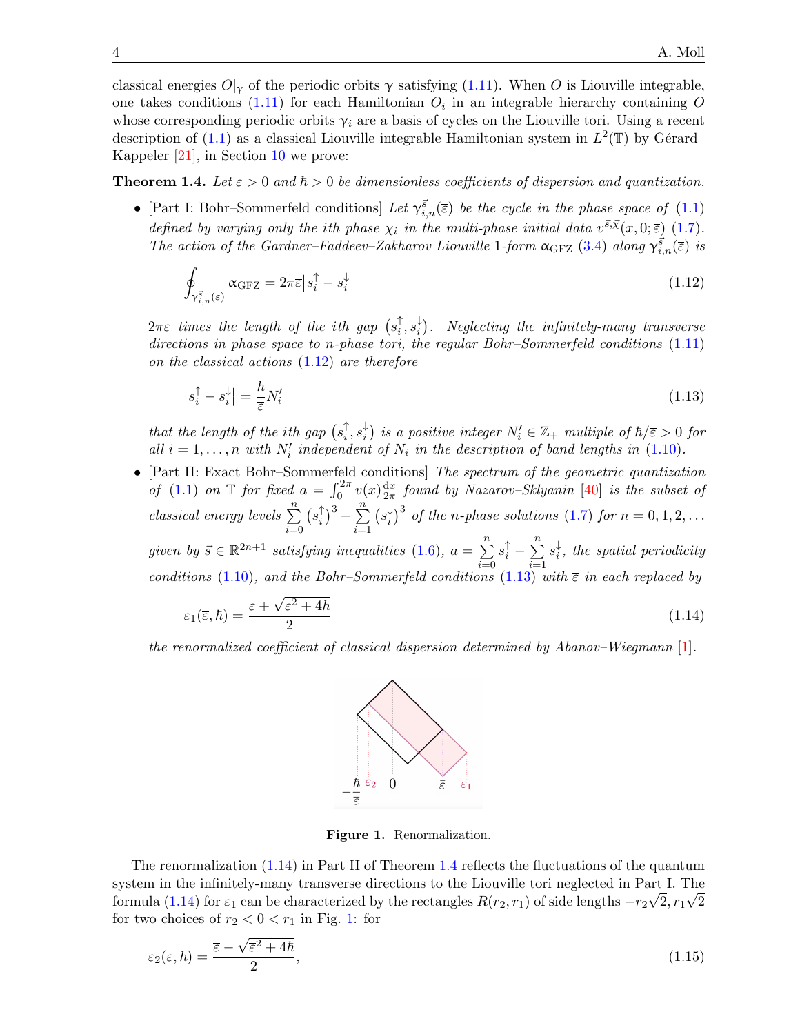classical energies $O|_\gamma$ of the periodic orbits $\gamma$ satisfying (1.11). When $O$ is Liouville integrable, one takes conditions (1.11) for each Hamiltonian $O_i$ in an integrable hierarchy containing $O$ whose corresponding periodic orbits $\gamma_i$ are a basis of cycles on the Liouville tori. Using a recent description of (1.1) as a classical Liouville integrable Hamiltonian system in $L^2(\mathbb{T})$ by Gérard–Kappeler [21], in Section 10 we prove:

**Theorem 1.4.** *Let $\bar{\varepsilon} > 0$ and $\hbar > 0$ be dimensionless coefficients of dispersion and quantization.*

- [Part I: Bohr–Sommerfeld conditions] *Let $\gamma_{i,n}^{\vec{s}}(\bar{\varepsilon})$ be the cycle in the phase space of (1.1) defined by varying only the ith phase $\chi_i$ in the multi-phase initial data $v^{\vec{s},\vec{\chi}}(x,0;\bar{\varepsilon})$ (1.7). The action of the Gardner–Faddeev–Zakharov Liouville 1-form $\alpha_{\mathrm{GFZ}}$ (3.4) along $\gamma_{i,n}^{\vec{s}}(\bar{\varepsilon})$ is*

$$\oint_{\gamma_{i,n}^{\vec{s}}(\bar{\varepsilon})} \alpha_{\mathrm{GFZ}} = 2\pi\bar{\varepsilon}\left|s_i^{\uparrow} - s_i^{\downarrow}\right| \tag{1.12}$$

*$2\pi\bar{\varepsilon}$ times the length of the ith gap $\left(s_i^{\uparrow}, s_i^{\downarrow}\right)$. Neglecting the infinitely-many transverse directions in phase space to n-phase tori, the regular Bohr–Sommerfeld conditions (1.11) on the classical actions (1.12) are therefore*

$$\left|s_i^{\uparrow} - s_i^{\downarrow}\right| = \frac{\hbar}{\bar{\varepsilon}} N_i' \tag{1.13}$$

*that the length of the ith gap $\left(s_i^{\uparrow}, s_i^{\downarrow}\right)$ is a positive integer $N_i' \in \mathbb{Z}_+$ multiple of $\hbar/\bar{\varepsilon} > 0$ for all $i = 1, \dots, n$ with $N_i'$ independent of $N_i$ in the description of band lengths in (1.10).*

- [Part II: Exact Bohr–Sommerfeld conditions] *The spectrum of the geometric quantization of (1.1) on $\mathbb{T}$ for fixed $a = \int_0^{2\pi} v(x) \frac{dx}{2\pi}$ found by Nazarov–Sklyanin [40] is the subset of classical energy levels $\sum_{i=0}^{n} \left(s_i^{\uparrow}\right)^3 - \sum_{i=1}^{n} \left(s_i^{\downarrow}\right)^3$ of the n-phase solutions (1.7) for $n = 0, 1, 2, \dots$ given by $\vec{s} \in \mathbb{R}^{2n+1}$ satisfying inequalities (1.6), $a = \sum_{i=0}^{n} s_i^{\uparrow} - \sum_{i=1}^{n} s_i^{\downarrow}$, the spatial periodicity conditions (1.10), and the Bohr–Sommerfeld conditions (1.13) with $\bar{\varepsilon}$ in each replaced by*

$$\varepsilon_1(\bar{\varepsilon}, \hbar) = \frac{\bar{\varepsilon} + \sqrt{\bar{\varepsilon}^2 + 4\hbar}}{2} \tag{1.14}$$

*the renormalized coefficient of classical dispersion determined by Abanov–Wiegmann [1].*

**Figure 1.** Renormalization.

The renormalization (1.14) in Part II of Theorem 1.4 reflects the fluctuations of the quantum system in the infinitely-many transverse directions to the Liouville tori neglected in Part I. The formula (1.14) for $\varepsilon_1$ can be characterized by the rectangles $R(r_2, r_1)$ of side lengths $-r_2\sqrt{2}, r_1\sqrt{2}$ for two choices of $r_2 < 0 < r_1$ in Fig. 1: for

$$\varepsilon_2(\bar{\varepsilon}, \hbar) = \frac{\bar{\varepsilon} - \sqrt{\bar{\varepsilon}^2 + 4\hbar}}{2}, \tag{1.15}$$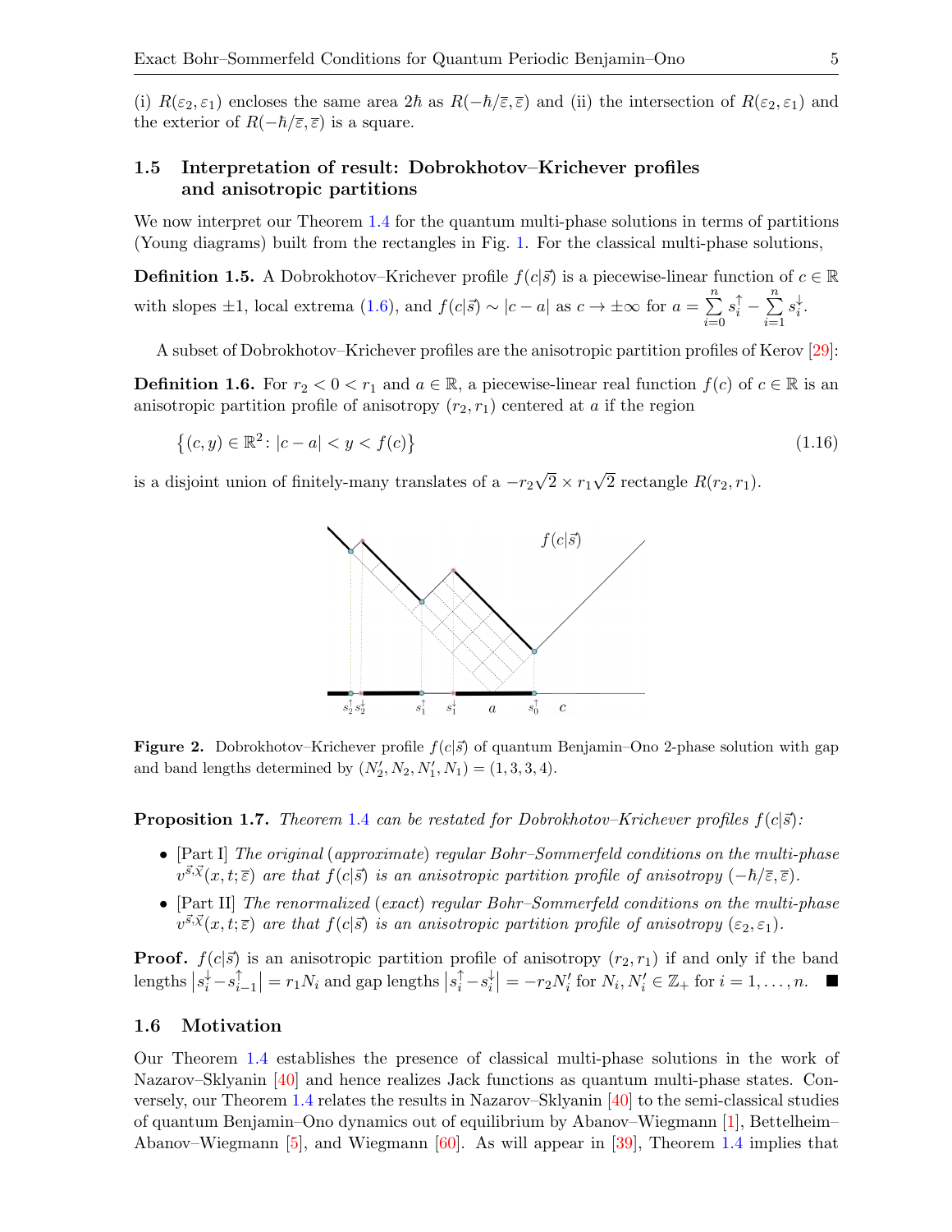(i) $R(\varepsilon_2, \varepsilon_1)$ encloses the same area $2\hbar$ as $R(-\hbar/\overline{\varepsilon}, \overline{\varepsilon})$ and (ii) the intersection of $R(\varepsilon_2, \varepsilon_1)$ and the exterior of $R(-\hbar/\overline{\varepsilon}, \overline{\varepsilon})$ is a square.

### 1.5 Interpretation of result: Dobrokhotov–Krichever profiles and anisotropic partitions

We now interpret our Theorem 1.4 for the quantum multi-phase solutions in terms of partitions (Young diagrams) built from the rectangles in Fig. 1. For the classical multi-phase solutions,

**Definition 1.5.** A Dobrokhotov–Krichever profile $f(c|\vec{s})$ is a piecewise-linear function of $c \in \mathbb{R}$ with slopes $\pm 1$, local extrema (1.6), and $f(c|\vec{s}) \sim |c - a|$ as $c \to \pm\infty$ for $a = \sum_{i=0}^{n} s_i^{\uparrow} - \sum_{i=1}^{n} s_i^{\downarrow}$.

A subset of Dobrokhotov–Krichever profiles are the anisotropic partition profiles of Kerov [29]:

**Definition 1.6.** For $r_2 < 0 < r_1$ and $a \in \mathbb{R}$, a piecewise-linear real function $f(c)$ of $c \in \mathbb{R}$ is an anisotropic partition profile of anisotropy $(r_2, r_1)$ centered at $a$ if the region

$$\left\{(c, y) \in \mathbb{R}^2 \colon |c - a| < y < f(c)\right\} \tag{1.16}$$

is a disjoint union of finitely-many translates of a $-r_2\sqrt{2} \times r_1\sqrt{2}$ rectangle $R(r_2, r_1)$.

**Figure 2.** Dobrokhotov–Krichever profile $f(c|\vec{s})$ of quantum Benjamin–Ono 2-phase solution with gap and band lengths determined by $(N_2', N_2, N_1', N_1) = (1, 3, 3, 4)$.

**Proposition 1.7.** *Theorem 1.4 can be restated for Dobrokhotov–Krichever profiles $f(c|\vec{s})$:*

- [Part I] *The original (approximate) regular Bohr–Sommerfeld conditions on the multi-phase $v^{\vec{s},\vec{\chi}}(x, t; \overline{\varepsilon})$ are that $f(c|\vec{s})$ is an anisotropic partition profile of anisotropy $(-\hbar/\overline{\varepsilon}, \overline{\varepsilon})$.*
- [Part II] *The renormalized (exact) regular Bohr–Sommerfeld conditions on the multi-phase $v^{\vec{s},\vec{\chi}}(x, t; \overline{\varepsilon})$ are that $f(c|\vec{s})$ is an anisotropic partition profile of anisotropy $(\varepsilon_2, \varepsilon_1)$.*

**Proof.** $f(c|\vec{s})$ is an anisotropic partition profile of anisotropy $(r_2, r_1)$ if and only if the band lengths $\left|s_i^{\downarrow} - s_{i-1}^{\uparrow}\right| = r_1 N_i$ and gap lengths $\left|s_i^{\uparrow} - s_i^{\downarrow}\right| = -r_2 N_i'$ for $N_i, N_i' \in \mathbb{Z}_+$ for $i = 1, \ldots, n$. ∎

### 1.6 Motivation

Our Theorem 1.4 establishes the presence of classical multi-phase solutions in the work of Nazarov–Sklyanin [40] and hence realizes Jack functions as quantum multi-phase states. Conversely, our Theorem 1.4 relates the results in Nazarov–Sklyanin [40] to the semi-classical studies of quantum Benjamin–Ono dynamics out of equilibrium by Abanov–Wiegmann [1], Bettelheim–Abanov–Wiegmann [5], and Wiegmann [60]. As will appear in [39], Theorem 1.4 implies that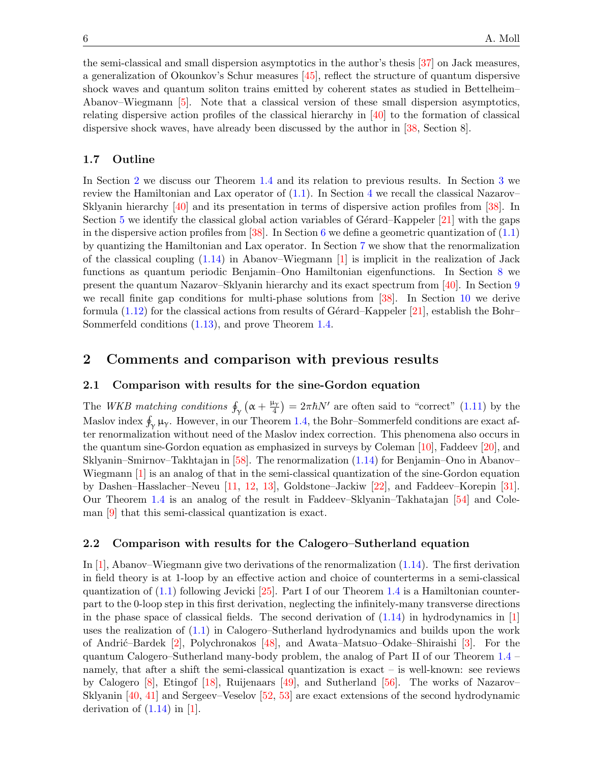the semi-classical and small dispersion asymptotics in the author's thesis [37] on Jack measures, a generalization of Okounkov's Schur measures [45], reflect the structure of quantum dispersive shock waves and quantum soliton trains emitted by coherent states as studied in Bettelheim–Abanov–Wiegmann [5]. Note that a classical version of these small dispersion asymptotics, relating dispersive action profiles of the classical hierarchy in [40] to the formation of classical dispersive shock waves, have already been discussed by the author in [38, Section 8].

### 1.7 Outline

In Section 2 we discuss our Theorem 1.4 and its relation to previous results. In Section 3 we review the Hamiltonian and Lax operator of (1.1). In Section 4 we recall the classical Nazarov–Sklyanin hierarchy [40] and its presentation in terms of dispersive action profiles from [38]. In Section 5 we identify the classical global action variables of Gérard–Kappeler [21] with the gaps in the dispersive action profiles from [38]. In Section 6 we define a geometric quantization of (1.1) by quantizing the Hamiltonian and Lax operator. In Section 7 we show that the renormalization of the classical coupling (1.14) in Abanov–Wiegmann [1] is implicit in the realization of Jack functions as quantum periodic Benjamin–Ono Hamiltonian eigenfunctions. In Section 8 we present the quantum Nazarov–Sklyanin hierarchy and its exact spectrum from [40]. In Section 9 we recall finite gap conditions for multi-phase solutions from [38]. In Section 10 we derive formula (1.12) for the classical actions from results of Gérard–Kappeler [21], establish the Bohr–Sommerfeld conditions (1.13), and prove Theorem 1.4.

## 2 Comments and comparison with previous results

### 2.1 Comparison with results for the sine-Gordon equation

The *WKB matching conditions* $\oint_\gamma \left(\alpha + \frac{\mu_\gamma}{4}\right) = 2\pi\hbar N'$ are often said to "correct" (1.11) by the Maslov index $\oint_\gamma \mu_\gamma$. However, in our Theorem 1.4, the Bohr–Sommerfeld conditions are exact after renormalization without need of the Maslov index correction. This phenomena also occurs in the quantum sine-Gordon equation as emphasized in surveys by Coleman [10], Faddeev [20], and Sklyanin–Smirnov–Takhtajan in [58]. The renormalization (1.14) for Benjamin–Ono in Abanov–Wiegmann [1] is an analog of that in the semi-classical quantization of the sine-Gordon equation by Dashen–Hasslacher–Neveu [11, 12, 13], Goldstone–Jackiw [22], and Faddeev–Korepin [31]. Our Theorem 1.4 is an analog of the result in Faddeev–Sklyanin–Takhatajan [54] and Coleman [9] that this semi-classical quantization is exact.

### 2.2 Comparison with results for the Calogero–Sutherland equation

In [1], Abanov–Wiegmann give two derivations of the renormalization (1.14). The first derivation in field theory is at 1-loop by an effective action and choice of counterterms in a semi-classical quantization of (1.1) following Jevicki [25]. Part I of our Theorem 1.4 is a Hamiltonian counterpart to the 0-loop step in this first derivation, neglecting the infinitely-many transverse directions in the phase space of classical fields. The second derivation of (1.14) in hydrodynamics in [1] uses the realization of (1.1) in Calogero–Sutherland hydrodynamics and builds upon the work of Andrić–Bardek [2], Polychronakos [48], and Awata–Matsuo–Odake–Shiraishi [3]. For the quantum Calogero–Sutherland many-body problem, the analog of Part II of our Theorem 1.4 – namely, that after a shift the semi-classical quantization is exact – is well-known: see reviews by Calogero [8], Etingof [18], Ruijenaars [49], and Sutherland [56]. The works of Nazarov–Sklyanin [40, 41] and Sergeev–Veselov [52, 53] are exact extensions of the second hydrodynamic derivation of (1.14) in [1].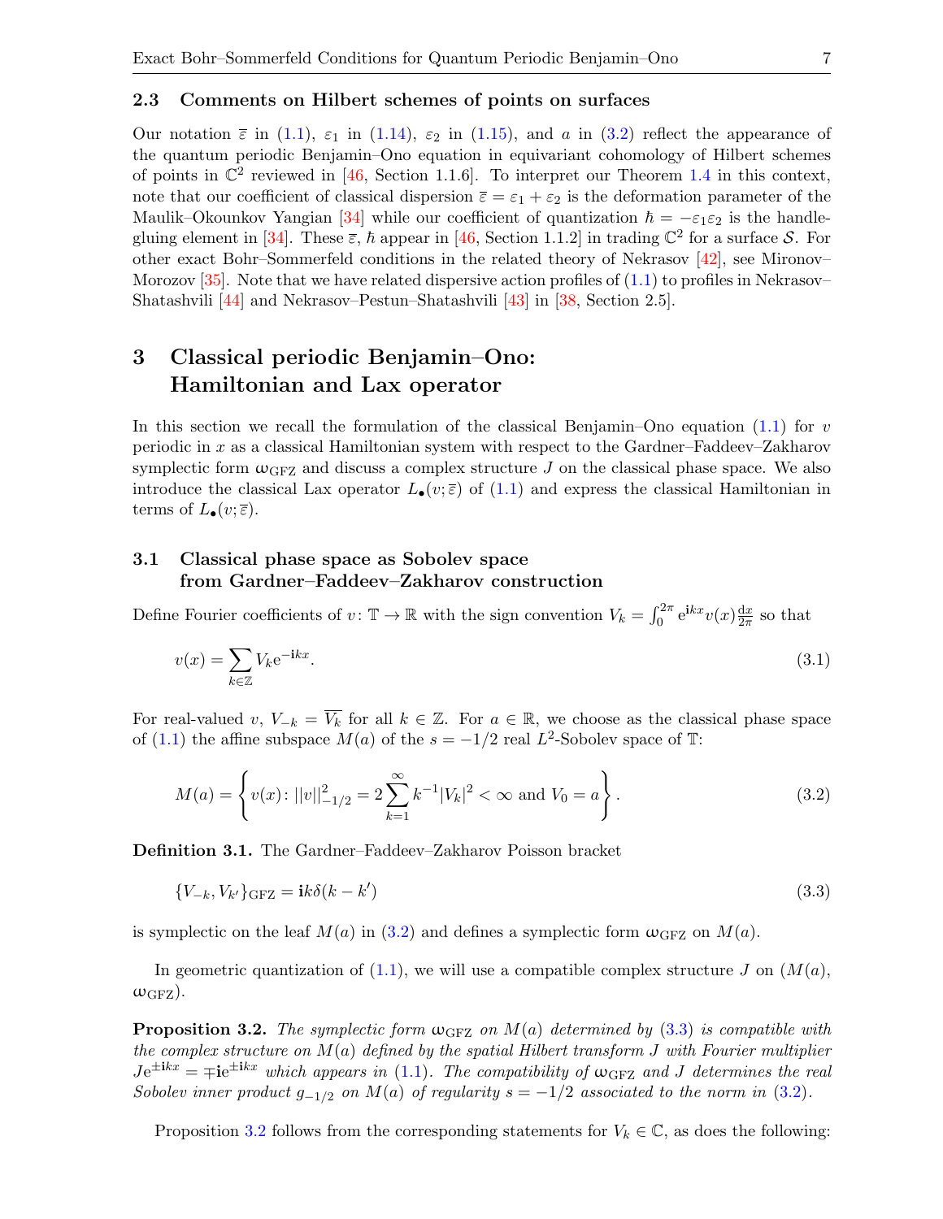### 2.3 Comments on Hilbert schemes of points on surfaces

Our notation $\overline{\varepsilon}$ in (1.1), $\varepsilon_1$ in (1.14), $\varepsilon_2$ in (1.15), and $a$ in (3.2) reflect the appearance of the quantum periodic Benjamin–Ono equation in equivariant cohomology of Hilbert schemes of points in $\mathbb{C}^2$ reviewed in [46, Section 1.1.6]. To interpret our Theorem 1.4 in this context, note that our coefficient of classical dispersion $\overline{\varepsilon} = \varepsilon_1 + \varepsilon_2$ is the deformation parameter of the Maulik–Okounkov Yangian [34] while our coefficient of quantization $\hbar = -\varepsilon_1\varepsilon_2$ is the handle-gluing element in [34]. These $\overline{\varepsilon}$, $\hbar$ appear in [46, Section 1.1.2] in trading $\mathbb{C}^2$ for a surface $\mathcal{S}$. For other exact Bohr–Sommerfeld conditions in the related theory of Nekrasov [42], see Mironov–Morozov [35]. Note that we have related dispersive action profiles of (1.1) to profiles in Nekrasov–Shatashvili [44] and Nekrasov–Pestun–Shatashvili [43] in [38, Section 2.5].

## 3 Classical periodic Benjamin–Ono: Hamiltonian and Lax operator

In this section we recall the formulation of the classical Benjamin–Ono equation (1.1) for $v$ periodic in $x$ as a classical Hamiltonian system with respect to the Gardner–Faddeev–Zakharov symplectic form $\omega_{\mathrm{GFZ}}$ and discuss a complex structure $J$ on the classical phase space. We also introduce the classical Lax operator $L_\bullet(v;\overline{\varepsilon})$ of (1.1) and express the classical Hamiltonian in terms of $L_\bullet(v;\overline{\varepsilon})$.

### 3.1 Classical phase space as Sobolev space from Gardner–Faddeev–Zakharov construction

Define Fourier coefficients of $v\colon \mathbb{T} \to \mathbb{R}$ with the sign convention $V_k = \int_0^{2\pi} \mathrm{e}^{\mathbf{i}kx} v(x) \frac{\mathrm{d}x}{2\pi}$ so that

$$v(x) = \sum_{k\in\mathbb{Z}} V_k \mathrm{e}^{-\mathbf{i}kx}. \tag{3.1}$$

For real-valued $v$, $V_{-k} = \overline{V_k}$ for all $k \in \mathbb{Z}$. For $a \in \mathbb{R}$, we choose as the classical phase space of (1.1) the affine subspace $M(a)$ of the $s = -1/2$ real $L^2$-Sobolev space of $\mathbb{T}$:

$$M(a) = \left\{ v(x)\colon ||v||^2_{-1/2} = 2\sum_{k=1}^{\infty} k^{-1}|V_k|^2 < \infty \text{ and } V_0 = a \right\}. \tag{3.2}$$

**Definition 3.1.** The Gardner–Faddeev–Zakharov Poisson bracket

$$\{V_{-k}, V_{k'}\}_{\mathrm{GFZ}} = \mathbf{i}k\delta(k - k') \tag{3.3}$$

is symplectic on the leaf $M(a)$ in (3.2) and defines a symplectic form $\omega_{\mathrm{GFZ}}$ on $M(a)$.

In geometric quantization of (1.1), we will use a compatible complex structure $J$ on $(M(a), \omega_{\mathrm{GFZ}})$.

**Proposition 3.2.** *The symplectic form $\omega_{\mathrm{GFZ}}$ on $M(a)$ determined by (3.3) is compatible with the complex structure on $M(a)$ defined by the spatial Hilbert transform $J$ with Fourier multiplier $J\mathrm{e}^{\pm\mathbf{i}kx} = \mp\mathbf{i}\mathrm{e}^{\pm\mathbf{i}kx}$ which appears in (1.1). The compatibility of $\omega_{\mathrm{GFZ}}$ and $J$ determines the real Sobolev inner product $g_{-1/2}$ on $M(a)$ of regularity $s = -1/2$ associated to the norm in (3.2).*

Proposition 3.2 follows from the corresponding statements for $V_k \in \mathbb{C}$, as does the following: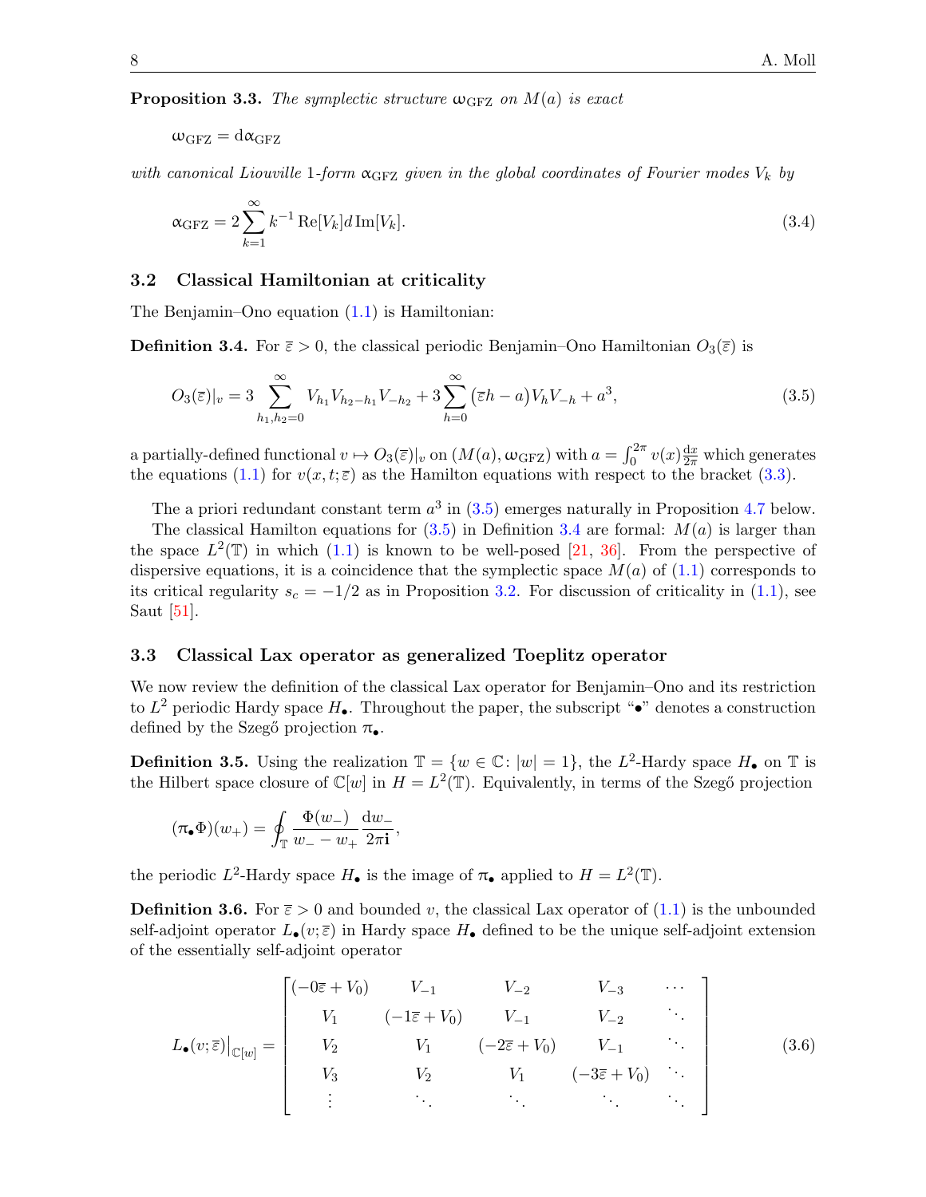**Proposition 3.3.** *The symplectic structure* $\omega_{\mathrm{GFZ}}$ *on* $M(a)$ *is exact*

$$\omega_{\mathrm{GFZ}} = \mathrm{d}\alpha_{\mathrm{GFZ}}$$

*with canonical Liouville* 1*-form* $\alpha_{\mathrm{GFZ}}$ *given in the global coordinates of Fourier modes* $V_k$ *by*

$$\alpha_{\mathrm{GFZ}} = 2\sum_{k=1}^{\infty} k^{-1}\,\mathrm{Re}[V_k]\,d\,\mathrm{Im}[V_k]. \tag{3.4}$$

### 3.2 Classical Hamiltonian at criticality

The Benjamin–Ono equation (1.1) is Hamiltonian:

**Definition 3.4.** For $\overline{\varepsilon} > 0$, the classical periodic Benjamin–Ono Hamiltonian $O_3(\overline{\varepsilon})$ is

$$O_3(\overline{\varepsilon})|_v = 3\sum_{h_1,h_2=0}^{\infty} V_{h_1}V_{h_2-h_1}V_{-h_2} + 3\sum_{h=0}^{\infty}\big(\overline{\varepsilon}h - a\big)V_hV_{-h} + a^3, \tag{3.5}$$

a partially-defined functional $v \mapsto O_3(\overline{\varepsilon})|_v$ on $(M(a), \omega_{\mathrm{GFZ}})$ with $a = \int_0^{2\pi} v(x)\frac{\mathrm{d}x}{2\pi}$ which generates the equations (1.1) for $v(x,t;\overline{\varepsilon})$ as the Hamilton equations with respect to the bracket (3.3).

The a priori redundant constant term $a^3$ in (3.5) emerges naturally in Proposition 4.7 below.

The classical Hamilton equations for (3.5) in Definition 3.4 are formal: $M(a)$ is larger than the space $L^2(\mathbb{T})$ in which (1.1) is known to be well-posed [21, 36]. From the perspective of dispersive equations, it is a coincidence that the symplectic space $M(a)$ of (1.1) corresponds to its critical regularity $s_c = -1/2$ as in Proposition 3.2. For discussion of criticality in (1.1), see Saut [51].

### 3.3 Classical Lax operator as generalized Toeplitz operator

We now review the definition of the classical Lax operator for Benjamin–Ono and its restriction to $L^2$ periodic Hardy space $H_\bullet$. Throughout the paper, the subscript "$\bullet$" denotes a construction defined by the Szegő projection $\pi_\bullet$.

**Definition 3.5.** Using the realization $\mathbb{T} = \{w \in \mathbb{C} \colon |w| = 1\}$, the $L^2$-Hardy space $H_\bullet$ on $\mathbb{T}$ is the Hilbert space closure of $\mathbb{C}[w]$ in $H = L^2(\mathbb{T})$. Equivalently, in terms of the Szegő projection

$$(\pi_\bullet\Phi)(w_+) = \oint_{\mathbb{T}} \frac{\Phi(w_-)}{w_- - w_+}\frac{\mathrm{d}w_-}{2\pi\mathbf{i}},$$

the periodic $L^2$-Hardy space $H_\bullet$ is the image of $\pi_\bullet$ applied to $H = L^2(\mathbb{T})$.

**Definition 3.6.** For $\overline{\varepsilon} > 0$ and bounded $v$, the classical Lax operator of (1.1) is the unbounded self-adjoint operator $L_\bullet(v;\overline{\varepsilon})$ in Hardy space $H_\bullet$ defined to be the unique self-adjoint extension of the essentially self-adjoint operator

$$L_\bullet(v;\overline{\varepsilon})\big|_{\mathbb{C}[w]} = \begin{bmatrix} (-0\overline{\varepsilon}+V_0) & V_{-1} & V_{-2} & V_{-3} & \cdots \\ V_1 & (-1\overline{\varepsilon}+V_0) & V_{-1} & V_{-2} & \ddots \\ V_2 & V_1 & (-2\overline{\varepsilon}+V_0) & V_{-1} & \ddots \\ V_3 & V_2 & V_1 & (-3\overline{\varepsilon}+V_0) & \ddots \\ \vdots & \ddots & \ddots & \ddots & \ddots \end{bmatrix} \tag{3.6}$$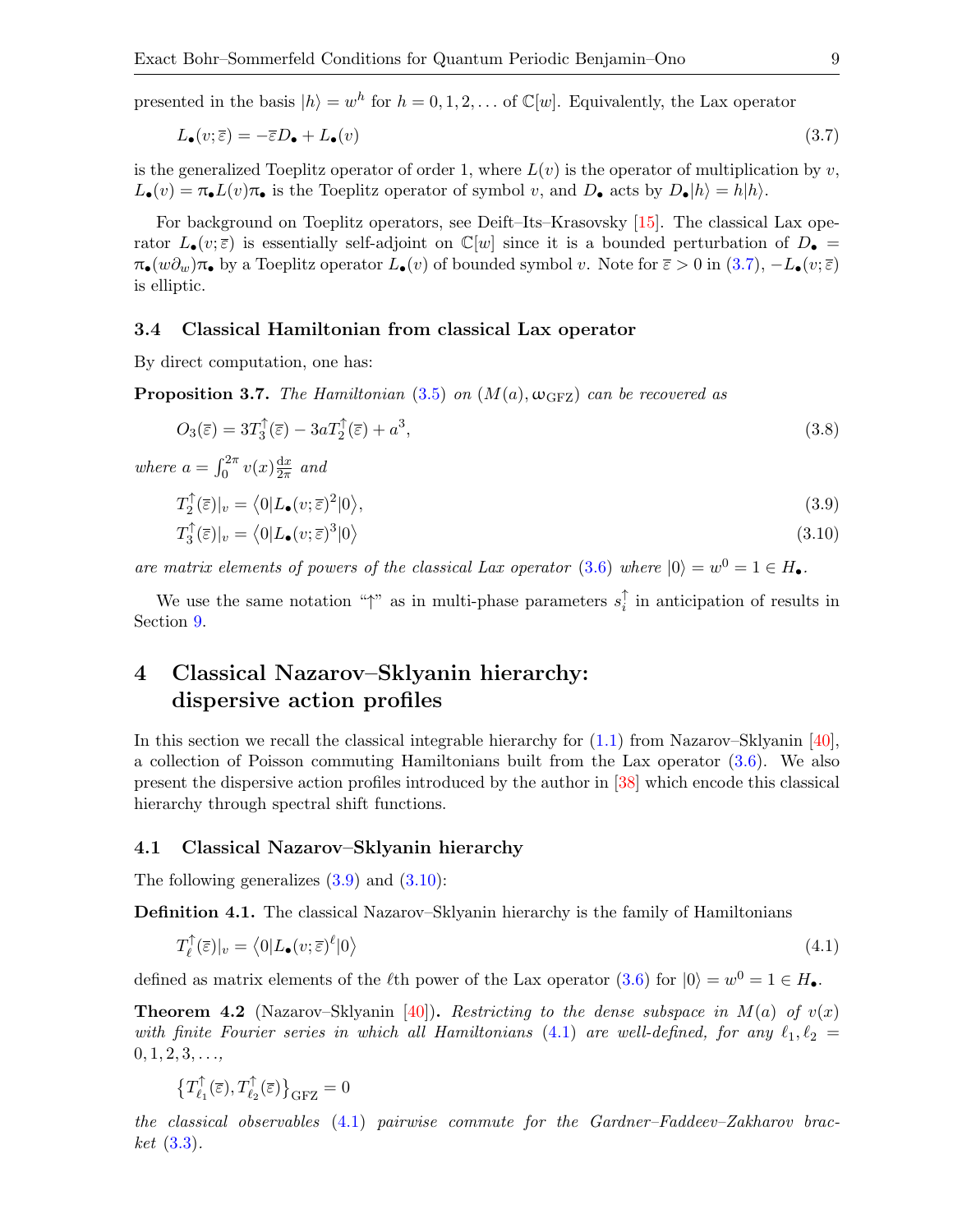presented in the basis $|h\rangle = w^h$ for $h = 0, 1, 2, \dots$ of $\mathbb{C}[w]$. Equivalently, the Lax operator

$$L_\bullet(v; \overline{\varepsilon}) = -\overline{\varepsilon} D_\bullet + L_\bullet(v) \tag{3.7}$$

is the generalized Toeplitz operator of order 1, where $L(v)$ is the operator of multiplication by $v$, $L_\bullet(v) = \pi_\bullet L(v) \pi_\bullet$ is the Toeplitz operator of symbol $v$, and $D_\bullet$ acts by $D_\bullet |h\rangle = h|h\rangle$.

For background on Toeplitz operators, see Deift–Its–Krasovsky [15]. The classical Lax operator $L_\bullet(v; \overline{\varepsilon})$ is essentially self-adjoint on $\mathbb{C}[w]$ since it is a bounded perturbation of $D_\bullet = \pi_\bullet(w\partial_w)\pi_\bullet$ by a Toeplitz operator $L_\bullet(v)$ of bounded symbol $v$. Note for $\overline{\varepsilon} > 0$ in (3.7), $-L_\bullet(v; \overline{\varepsilon})$ is elliptic.

### 3.4 Classical Hamiltonian from classical Lax operator

By direct computation, one has:

**Proposition 3.7.** *The Hamiltonian (3.5) on $(M(a), \omega_{\mathrm{GFZ}})$ can be recovered as*

$$O_3(\overline{\varepsilon}) = 3T_3^{\uparrow}(\overline{\varepsilon}) - 3aT_2^{\uparrow}(\overline{\varepsilon}) + a^3, \tag{3.8}$$

*where $a = \int_0^{2\pi} v(x) \frac{\mathrm{d}x}{2\pi}$ and*

$$T_2^{\uparrow}(\overline{\varepsilon})|_v = \langle 0| L_\bullet(v; \overline{\varepsilon})^2 |0\rangle, \tag{3.9}$$

$$T_3^{\uparrow}(\overline{\varepsilon})|_v = \langle 0| L_\bullet(v; \overline{\varepsilon})^3 |0\rangle \tag{3.10}$$

*are matrix elements of powers of the classical Lax operator (3.6) where $|0\rangle = w^0 = 1 \in H_\bullet$.*

We use the same notation "$\uparrow$" as in multi-phase parameters $s_i^{\uparrow}$ in anticipation of results in Section 9.

## 4 Classical Nazarov–Sklyanin hierarchy: dispersive action profiles

In this section we recall the classical integrable hierarchy for (1.1) from Nazarov–Sklyanin [40], a collection of Poisson commuting Hamiltonians built from the Lax operator (3.6). We also present the dispersive action profiles introduced by the author in [38] which encode this classical hierarchy through spectral shift functions.

### 4.1 Classical Nazarov–Sklyanin hierarchy

The following generalizes (3.9) and (3.10):

**Definition 4.1.** The classical Nazarov–Sklyanin hierarchy is the family of Hamiltonians

$$T_\ell^{\uparrow}(\overline{\varepsilon})|_v = \langle 0| L_\bullet(v; \overline{\varepsilon})^\ell |0\rangle \tag{4.1}$$

defined as matrix elements of the $\ell$th power of the Lax operator (3.6) for $|0\rangle = w^0 = 1 \in H_\bullet$.

**Theorem 4.2** (Nazarov–Sklyanin [40])**.** *Restricting to the dense subspace in $M(a)$ of $v(x)$ with finite Fourier series in which all Hamiltonians (4.1) are well-defined, for any $\ell_1, \ell_2 = 0, 1, 2, 3, \dots$,*

$$\left\{ T_{\ell_1}^{\uparrow}(\overline{\varepsilon}), T_{\ell_2}^{\uparrow}(\overline{\varepsilon}) \right\}_{\mathrm{GFZ}} = 0$$

*the classical observables (4.1) pairwise commute for the Gardner–Faddeev–Zakharov bracket (3.3).*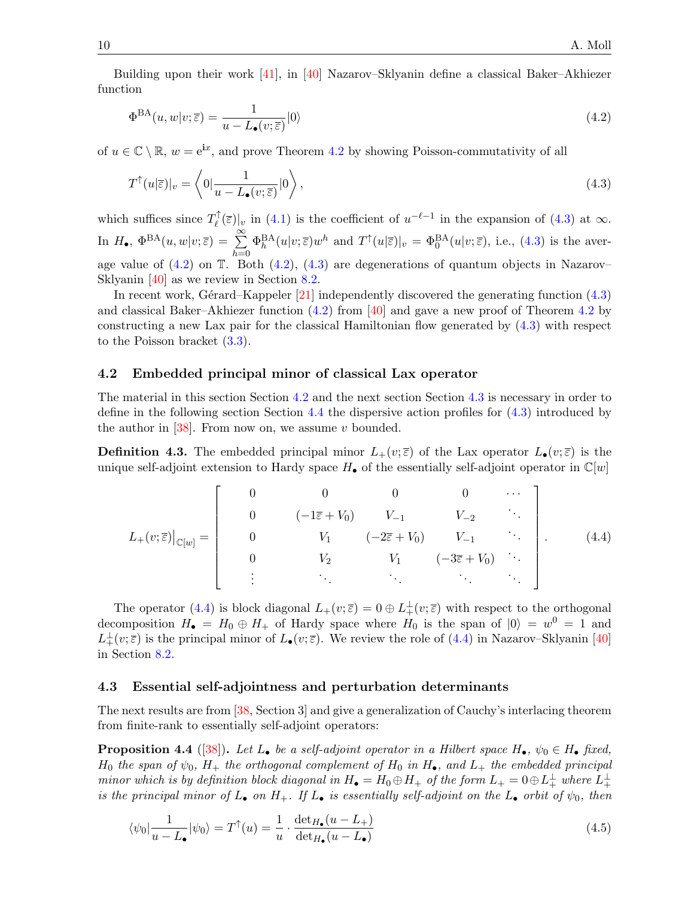Building upon their work [41], in [40] Nazarov–Sklyanin define a classical Baker–Akhiezer function

$$\Phi^{\mathrm{BA}}(u, w|v; \bar{\varepsilon}) = \frac{1}{u - L_{\bullet}(v; \bar{\varepsilon})}|0\rangle \tag{4.2}$$

of $u \in \mathbb{C} \setminus \mathbb{R}$, $w = \mathrm{e}^{\mathbf{i}x}$, and prove Theorem 4.2 by showing Poisson-commutativity of all

$$T^{\uparrow}(u|\bar{\varepsilon})|_{v} = \left\langle 0|\frac{1}{u - L_{\bullet}(v; \bar{\varepsilon})}|0\right\rangle, \tag{4.3}$$

which suffices since $T^{\uparrow}_{\ell}(\bar{\varepsilon})|_{v}$ in (4.1) is the coefficient of $u^{-\ell-1}$ in the expansion of (4.3) at $\infty$. In $H_{\bullet}$, $\Phi^{\mathrm{BA}}(u, w|v; \bar{\varepsilon}) = \sum_{h=0}^{\infty} \Phi^{\mathrm{BA}}_{h}(u|v; \bar{\varepsilon}) w^{h}$ and $T^{\uparrow}(u|\bar{\varepsilon})|_{v} = \Phi^{\mathrm{BA}}_{0}(u|v; \bar{\varepsilon})$, i.e., (4.3) is the average value of (4.2) on $\mathbb{T}$. Both (4.2), (4.3) are degenerations of quantum objects in Nazarov–Sklyanin [40] as we review in Section 8.2.

In recent work, Gérard–Kappeler [21] independently discovered the generating function (4.3) and classical Baker–Akhiezer function (4.2) from [40] and gave a new proof of Theorem 4.2 by constructing a new Lax pair for the classical Hamiltonian flow generated by (4.3) with respect to the Poisson bracket (3.3).

### 4.2 Embedded principal minor of classical Lax operator

The material in this section Section 4.2 and the next section Section 4.3 is necessary in order to define in the following section Section 4.4 the dispersive action profiles for (4.3) introduced by the author in [38]. From now on, we assume $v$ bounded.

**Definition 4.3.** The embedded principal minor $L_{+}(v; \bar{\varepsilon})$ of the Lax operator $L_{\bullet}(v; \bar{\varepsilon})$ is the unique self-adjoint extension to Hardy space $H_{\bullet}$ of the essentially self-adjoint operator in $\mathbb{C}[w]$

$$L_{+}(v; \bar{\varepsilon})\big|_{\mathbb{C}[w]} = \begin{bmatrix} 0 & 0 & 0 & 0 & \cdots \\ 0 & (-1\bar{\varepsilon} + V_0) & V_{-1} & V_{-2} & \ddots \\ 0 & V_1 & (-2\bar{\varepsilon} + V_0) & V_{-1} & \ddots \\ 0 & V_2 & V_1 & (-3\bar{\varepsilon} + V_0) & \ddots \\ \vdots & \ddots & \ddots & \ddots & \ddots \end{bmatrix}. \tag{4.4}$$

The operator (4.4) is block diagonal $L_{+}(v; \bar{\varepsilon}) = 0 \oplus L^{\perp}_{+}(v; \bar{\varepsilon})$ with respect to the orthogonal decomposition $H_{\bullet} = H_0 \oplus H_{+}$ of Hardy space where $H_0$ is the span of $|0\rangle = w^0 = 1$ and $L^{\perp}_{+}(v; \bar{\varepsilon})$ is the principal minor of $L_{\bullet}(v; \bar{\varepsilon})$. We review the role of (4.4) in Nazarov–Sklyanin [40] in Section 8.2.

### 4.3 Essential self-adjointness and perturbation determinants

The next results are from [38, Section 3] and give a generalization of Cauchy's interlacing theorem from finite-rank to essentially self-adjoint operators:

**Proposition 4.4** ([38])**.** *Let $L_{\bullet}$ be a self-adjoint operator in a Hilbert space $H_{\bullet}$, $\psi_0 \in H_{\bullet}$ fixed, $H_0$ the span of $\psi_0$, $H_{+}$ the orthogonal complement of $H_0$ in $H_{\bullet}$, and $L_{+}$ the embedded principal minor which is by definition block diagonal in $H_{\bullet} = H_0 \oplus H_{+}$ of the form $L_{+} = 0 \oplus L^{\perp}_{+}$ where $L^{\perp}_{+}$ is the principal minor of $L_{\bullet}$ on $H_{+}$. If $L_{\bullet}$ is essentially self-adjoint on the $L_{\bullet}$ orbit of $\psi_0$, then*

$$\langle \psi_0|\frac{1}{u - L_{\bullet}}|\psi_0\rangle = T^{\uparrow}(u) = \frac{1}{u} \cdot \frac{\det_{H_{\bullet}}(u - L_{+})}{\det_{H_{\bullet}}(u - L_{\bullet})} \tag{4.5}$$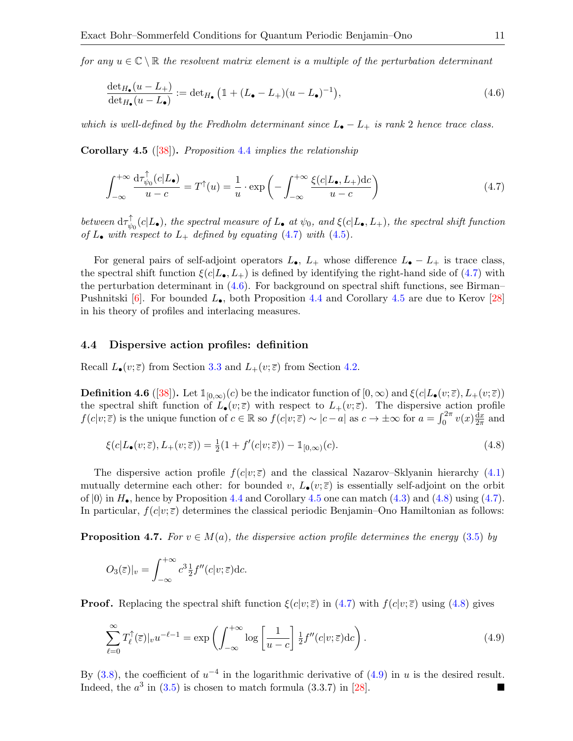*for any $u \in \mathbb{C} \setminus \mathbb{R}$ the resolvent matrix element is a multiple of the perturbation determinant*

$$\frac{\det_{H_\bullet}(u - L_+)}{\det_{H_\bullet}(u - L_\bullet)} := \det_{H_\bullet}\left(\mathbb{1} + (L_\bullet - L_+)(u - L_\bullet)^{-1}\right), \tag{4.6}$$

*which is well-defined by the Fredholm determinant since $L_\bullet - L_+$ is rank 2 hence trace class.*

**Corollary 4.5** ([38])**.** *Proposition 4.4 implies the relationship*

$$\int_{-\infty}^{+\infty} \frac{\mathrm{d}\tau^{\uparrow}_{\psi_0}(c|L_\bullet)}{u - c} = T^{\uparrow}(u) = \frac{1}{u} \cdot \exp\left(-\int_{-\infty}^{+\infty} \frac{\xi(c|L_\bullet, L_+)\mathrm{d}c}{u - c}\right) \tag{4.7}$$

*between $\mathrm{d}\tau^{\uparrow}_{\psi_0}(c|L_\bullet)$, the spectral measure of $L_\bullet$ at $\psi_0$, and $\xi(c|L_\bullet, L_+)$, the spectral shift function of $L_\bullet$ with respect to $L_+$ defined by equating (4.7) with (4.5).*

For general pairs of self-adjoint operators $L_\bullet$, $L_+$ whose difference $L_\bullet - L_+$ is trace class, the spectral shift function $\xi(c|L_\bullet, L_+)$ is defined by identifying the right-hand side of (4.7) with the perturbation determinant in (4.6). For background on spectral shift functions, see Birman–Pushnitski [6]. For bounded $L_\bullet$, both Proposition 4.4 and Corollary 4.5 are due to Kerov [28] in his theory of profiles and interlacing measures.

### 4.4 Dispersive action profiles: definition

Recall $L_\bullet(v; \overline{\varepsilon})$ from Section 3.3 and $L_+(v; \overline{\varepsilon})$ from Section 4.2.

**Definition 4.6** ([38])**.** Let $\mathbb{1}_{[0,\infty)}(c)$ be the indicator function of $[0, \infty)$ and $\xi(c|L_\bullet(v; \overline{\varepsilon}), L_+(v; \overline{\varepsilon}))$ the spectral shift function of $L_\bullet(v; \overline{\varepsilon})$ with respect to $L_+(v; \overline{\varepsilon})$. The dispersive action profile $f(c|v; \overline{\varepsilon})$ is the unique function of $c \in \mathbb{R}$ so $f(c|v; \overline{\varepsilon}) \sim |c - a|$ as $c \to \pm\infty$ for $a = \int_0^{2\pi} v(x) \frac{\mathrm{d}x}{2\pi}$ and

$$\xi(c|L_\bullet(v; \overline{\varepsilon}), L_+(v; \overline{\varepsilon})) = \tfrac{1}{2}(1 + f'(c|v; \overline{\varepsilon})) - \mathbb{1}_{[0,\infty)}(c). \tag{4.8}$$

The dispersive action profile $f(c|v; \overline{\varepsilon})$ and the classical Nazarov–Sklyanin hierarchy (4.1) mutually determine each other: for bounded $v$, $L_\bullet(v; \overline{\varepsilon})$ is essentially self-adjoint on the orbit of $|0\rangle$ in $H_\bullet$, hence by Proposition 4.4 and Corollary 4.5 one can match (4.3) and (4.8) using (4.7). In particular, $f(c|v; \overline{\varepsilon})$ determines the classical periodic Benjamin–Ono Hamiltonian as follows:

**Proposition 4.7.** *For $v \in M(a)$, the dispersive action profile determines the energy (3.5) by*

$$O_3(\overline{\varepsilon})|_v = \int_{-\infty}^{+\infty} c^3 \tfrac{1}{2} f''(c|v; \overline{\varepsilon}) \mathrm{d}c.$$

**Proof.** Replacing the spectral shift function $\xi(c|v; \overline{\varepsilon})$ in (4.7) with $f(c|v; \overline{\varepsilon})$ using (4.8) gives

$$\sum_{\ell=0}^{\infty} T^{\uparrow}_{\ell}(\overline{\varepsilon})|_v u^{-\ell-1} = \exp\left(\int_{-\infty}^{+\infty} \log\left[\frac{1}{u - c}\right] \tfrac{1}{2} f''(c|v; \overline{\varepsilon}) \mathrm{d}c\right). \tag{4.9}$$

By (3.8), the coefficient of $u^{-4}$ in the logarithmic derivative of (4.9) in $u$ is the desired result. Indeed, the $a^3$ in (3.5) is chosen to match formula (3.3.7) in [28]. ■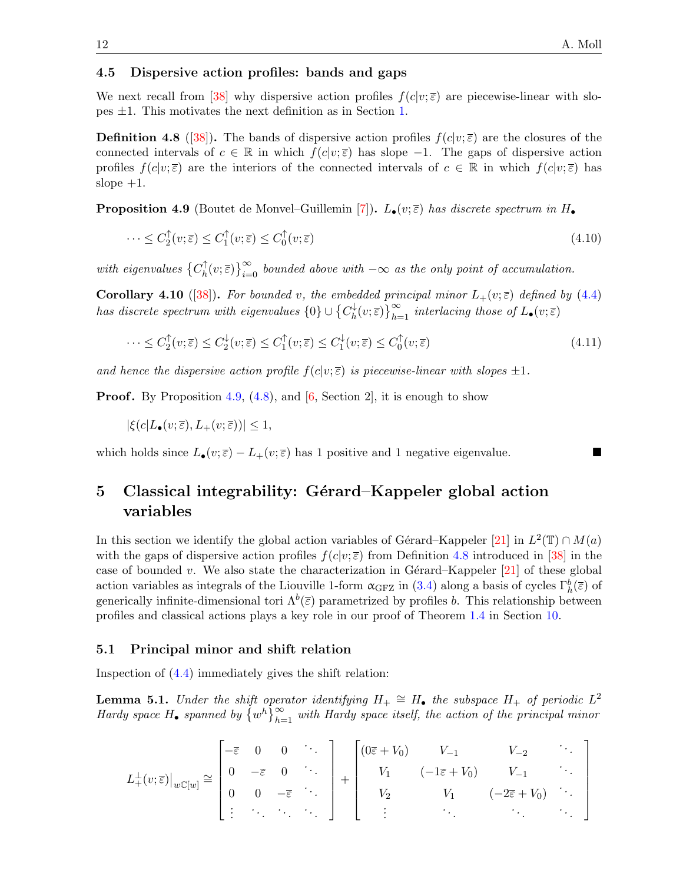### 4.5 Dispersive action profiles: bands and gaps

We next recall from [38] why dispersive action profiles $f(c|v;\overline{\varepsilon})$ are piecewise-linear with slopes $\pm 1$. This motivates the next definition as in Section 1.

**Definition 4.8** ([38])**.** The bands of dispersive action profiles $f(c|v;\overline{\varepsilon})$ are the closures of the connected intervals of $c \in \mathbb{R}$ in which $f(c|v;\overline{\varepsilon})$ has slope $-1$. The gaps of dispersive action profiles $f(c|v;\overline{\varepsilon})$ are the interiors of the connected intervals of $c \in \mathbb{R}$ in which $f(c|v;\overline{\varepsilon})$ has slope $+1$.

**Proposition 4.9** (Boutet de Monvel–Guillemin [7])**.** *$L_\bullet(v;\overline{\varepsilon})$ has discrete spectrum in $H_\bullet$*

$$\cdots \leq C_2^{\uparrow}(v;\overline{\varepsilon}) \leq C_1^{\uparrow}(v;\overline{\varepsilon}) \leq C_0^{\uparrow}(v;\overline{\varepsilon}) \tag{4.10}$$

*with eigenvalues $\left\{C_h^{\uparrow}(v;\overline{\varepsilon})\right\}_{i=0}^{\infty}$ bounded above with $-\infty$ as the only point of accumulation.*

**Corollary 4.10** ([38])**.** *For bounded $v$, the embedded principal minor $L_+(v;\overline{\varepsilon})$ defined by (4.4) has discrete spectrum with eigenvalues $\{0\} \cup \left\{C_h^{\downarrow}(v;\overline{\varepsilon})\right\}_{h=1}^{\infty}$ interlacing those of $L_\bullet(v;\overline{\varepsilon})$*

$$\cdots \leq C_2^{\uparrow}(v;\overline{\varepsilon}) \leq C_2^{\downarrow}(v;\overline{\varepsilon}) \leq C_1^{\uparrow}(v;\overline{\varepsilon}) \leq C_1^{\downarrow}(v;\overline{\varepsilon}) \leq C_0^{\uparrow}(v;\overline{\varepsilon}) \tag{4.11}$$

*and hence the dispersive action profile $f(c|v;\overline{\varepsilon})$ is piecewise-linear with slopes $\pm 1$.*

**Proof.** By Proposition 4.9, (4.8), and [6, Section 2], it is enough to show

$$|\xi(c|L_\bullet(v;\overline{\varepsilon}), L_+(v;\overline{\varepsilon}))| \leq 1,$$

which holds since $L_\bullet(v;\overline{\varepsilon}) - L_+(v;\overline{\varepsilon})$ has 1 positive and 1 negative eigenvalue. ∎

## 5 Classical integrability: Gérard–Kappeler global action variables

In this section we identify the global action variables of Gérard–Kappeler [21] in $L^2(\mathbb{T}) \cap M(a)$ with the gaps of dispersive action profiles $f(c|v;\overline{\varepsilon})$ from Definition 4.8 introduced in [38] in the case of bounded $v$. We also state the characterization in Gérard–Kappeler [21] of these global action variables as integrals of the Liouville 1-form $\alpha_{\mathrm{GFZ}}$ in (3.4) along a basis of cycles $\Gamma_h^b(\overline{\varepsilon})$ of generically infinite-dimensional tori $\Lambda^b(\overline{\varepsilon})$ parametrized by profiles $b$. This relationship between profiles and classical actions plays a key role in our proof of Theorem 1.4 in Section 10.

### 5.1 Principal minor and shift relation

Inspection of (4.4) immediately gives the shift relation:

**Lemma 5.1.** *Under the shift operator identifying $H_+ \cong H_\bullet$ the subspace $H_+$ of periodic $L^2$ Hardy space $H_\bullet$ spanned by $\left\{w^h\right\}_{h=1}^{\infty}$ with Hardy space itself, the action of the principal minor*

$$L_+^{\perp}(v;\overline{\varepsilon})\big|_{w\mathbb{C}[w]} \cong \begin{bmatrix} -\overline{\varepsilon} & 0 & 0 & \ddots \\ 0 & -\overline{\varepsilon} & 0 & \ddots \\ 0 & 0 & -\overline{\varepsilon} & \ddots \\ \vdots & \ddots & \ddots & \ddots \end{bmatrix} + \begin{bmatrix} (0\overline{\varepsilon} + V_0) & V_{-1} & V_{-2} & \ddots \\ V_1 & (-1\overline{\varepsilon} + V_0) & V_{-1} & \ddots \\ V_2 & V_1 & (-2\overline{\varepsilon} + V_0) & \ddots \\ \vdots & \ddots & \ddots & \ddots \end{bmatrix}$$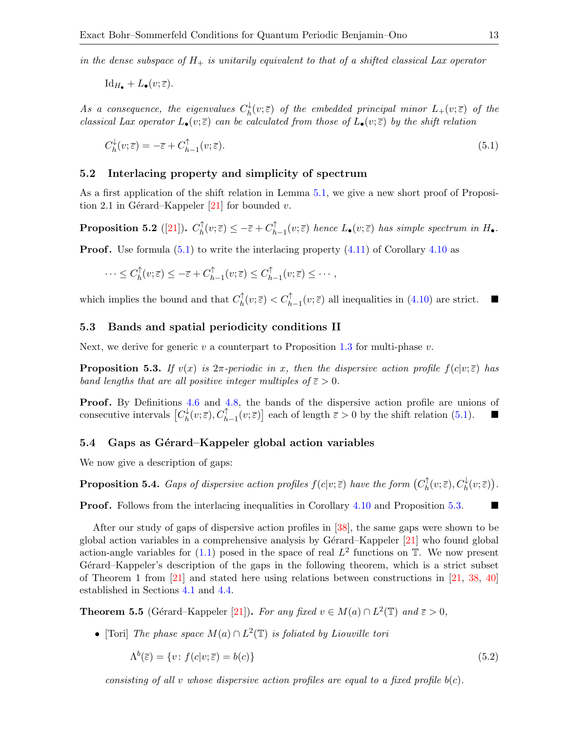*in the dense subspace of $H_+$ is unitarily equivalent to that of a shifted classical Lax operator*

$$\mathrm{Id}_{H_\bullet} + L_\bullet(v;\overline{\varepsilon}).$$

*As a consequence, the eigenvalues $C_h^{\downarrow}(v;\overline{\varepsilon})$ of the embedded principal minor $L_+(v;\overline{\varepsilon})$ of the classical Lax operator $L_\bullet(v;\overline{\varepsilon})$ can be calculated from those of $L_\bullet(v;\overline{\varepsilon})$ by the shift relation*

$$C_h^{\downarrow}(v;\overline{\varepsilon}) = -\overline{\varepsilon} + C_{h-1}^{\uparrow}(v;\overline{\varepsilon}). \tag{5.1}$$

## 5.2 Interlacing property and simplicity of spectrum

As a first application of the shift relation in Lemma 5.1, we give a new short proof of Proposition 2.1 in Gérard–Kappeler [21] for bounded $v$.

**Proposition 5.2** ([21])**.** *$C_h^{\uparrow}(v;\overline{\varepsilon}) \leq -\overline{\varepsilon} + C_{h-1}^{\uparrow}(v;\overline{\varepsilon})$ hence $L_\bullet(v;\overline{\varepsilon})$ has simple spectrum in $H_\bullet$.*

**Proof.** Use formula (5.1) to write the interlacing property (4.11) of Corollary 4.10 as

$$\cdots \leq C_h^{\uparrow}(v;\overline{\varepsilon}) \leq -\overline{\varepsilon} + C_{h-1}^{\uparrow}(v;\overline{\varepsilon}) \leq C_{h-1}^{\uparrow}(v;\overline{\varepsilon}) \leq \cdots,$$

which implies the bound and that $C_h^{\uparrow}(v;\overline{\varepsilon}) < C_{h-1}^{\uparrow}(v;\overline{\varepsilon})$ all inequalities in (4.10) are strict. ■

## 5.3 Bands and spatial periodicity conditions II

Next, we derive for generic $v$ a counterpart to Proposition 1.3 for multi-phase $v$.

**Proposition 5.3.** *If $v(x)$ is $2\pi$-periodic in $x$, then the dispersive action profile $f(c|v;\overline{\varepsilon})$ has band lengths that are all positive integer multiples of $\overline{\varepsilon} > 0$.*

**Proof.** By Definitions 4.6 and 4.8, the bands of the dispersive action profile are unions of consecutive intervals $\left[C_h^{\downarrow}(v;\overline{\varepsilon}), C_{h-1}^{\uparrow}(v;\overline{\varepsilon})\right]$ each of length $\overline{\varepsilon} > 0$ by the shift relation (5.1). ■

## 5.4 Gaps as Gérard–Kappeler global action variables

We now give a description of gaps:

**Proposition 5.4.** *Gaps of dispersive action profiles $f(c|v;\overline{\varepsilon})$ have the form $\left(C_h^{\uparrow}(v;\overline{\varepsilon}), C_h^{\downarrow}(v;\overline{\varepsilon})\right)$.*

**Proof.** Follows from the interlacing inequalities in Corollary 4.10 and Proposition 5.3. ■

After our study of gaps of dispersive action profiles in [38], the same gaps were shown to be global action variables in a comprehensive analysis by Gérard–Kappeler [21] who found global action-angle variables for (1.1) posed in the space of real $L^2$ functions on $\mathbb{T}$. We now present Gérard–Kappeler's description of the gaps in the following theorem, which is a strict subset of Theorem 1 from [21] and stated here using relations between constructions in [21, 38, 40] established in Sections 4.1 and 4.4.

**Theorem 5.5** (Gérard–Kappeler [21])**.** *For any fixed $v \in M(a) \cap L^2(\mathbb{T})$ and $\overline{\varepsilon} > 0$,*

- [Tori] *The phase space $M(a) \cap L^2(\mathbb{T})$ is foliated by Liouville tori*

$$\Lambda^b(\overline{\varepsilon}) = \{v \colon f(c|v;\overline{\varepsilon}) = b(c)\} \tag{5.2}$$

  *consisting of all $v$ whose dispersive action profiles are equal to a fixed profile $b(c)$.*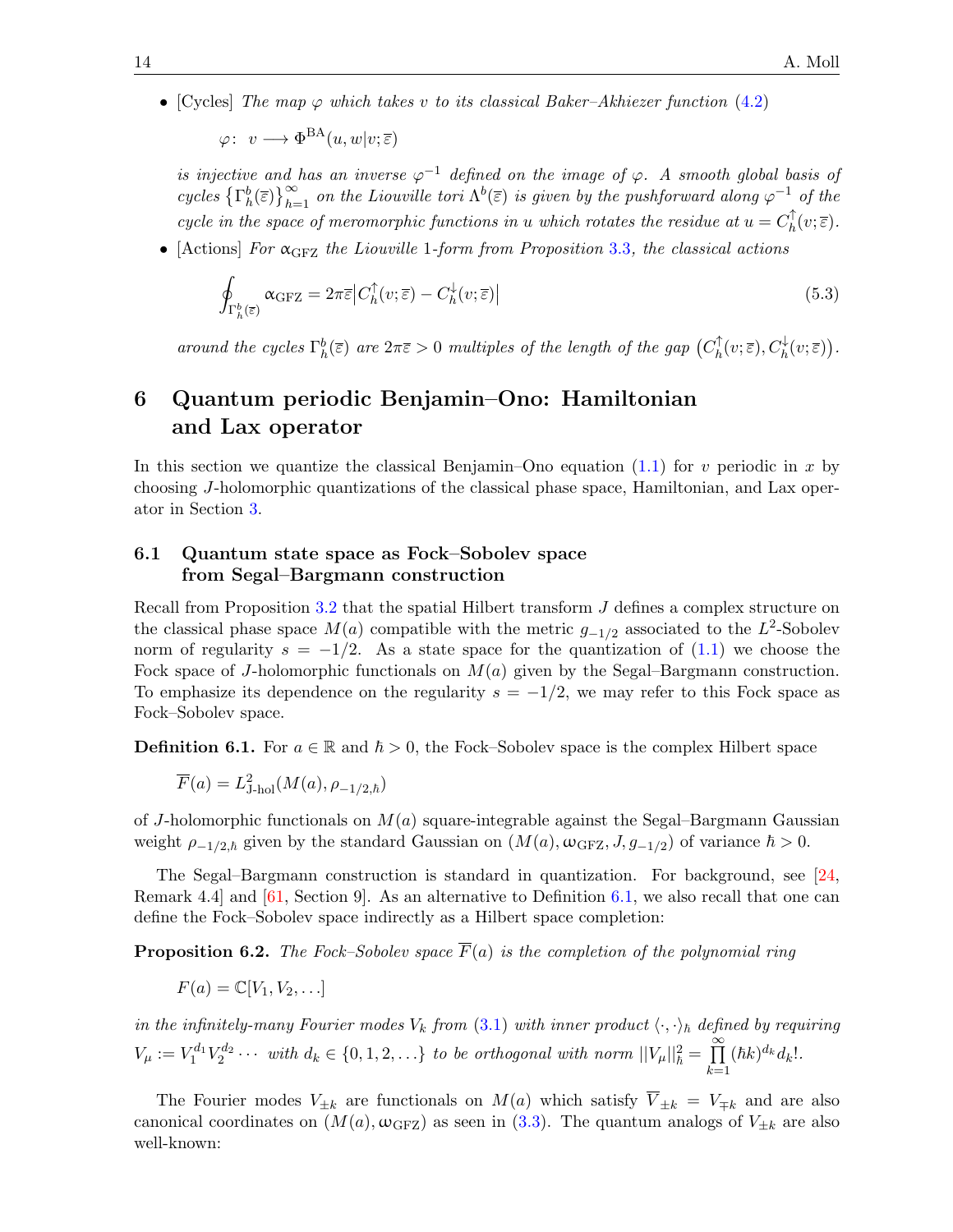- [Cycles] *The map $\varphi$ which takes $v$ to its classical Baker–Akhiezer function* (4.2)

$$\varphi\colon\ v \longrightarrow \Phi^{\rm BA}(u,w|v;\overline{\varepsilon})$$

*is injective and has an inverse $\varphi^{-1}$ defined on the image of $\varphi$. A smooth global basis of cycles $\{\Gamma^b_h(\overline{\varepsilon})\}_{h=1}^{\infty}$ on the Liouville tori $\Lambda^b(\overline{\varepsilon})$ is given by the pushforward along $\varphi^{-1}$ of the cycle in the space of meromorphic functions in $u$ which rotates the residue at $u = C^{\uparrow}_h(v;\overline{\varepsilon})$.*

- [Actions] *For $\alpha_{\rm GFZ}$ the Liouville 1-form from Proposition* 3.3*, the classical actions*

$$\oint_{\Gamma^b_h(\overline{\varepsilon})} \alpha_{\rm GFZ} = 2\pi\overline{\varepsilon}\big|C^{\uparrow}_h(v;\overline{\varepsilon}) - C^{\downarrow}_h(v;\overline{\varepsilon})\big| \tag{5.3}$$

*around the cycles $\Gamma^b_h(\overline{\varepsilon})$ are $2\pi\overline{\varepsilon}>0$ multiples of the length of the gap $\big(C^{\uparrow}_h(v;\overline{\varepsilon}), C^{\downarrow}_h(v;\overline{\varepsilon})\big)$.*

# 6 Quantum periodic Benjamin–Ono: Hamiltonian and Lax operator

In this section we quantize the classical Benjamin–Ono equation (1.1) for $v$ periodic in $x$ by choosing $J$-holomorphic quantizations of the classical phase space, Hamiltonian, and Lax operator in Section 3.

## 6.1 Quantum state space as Fock–Sobolev space from Segal–Bargmann construction

Recall from Proposition 3.2 that the spatial Hilbert transform $J$ defines a complex structure on the classical phase space $M(a)$ compatible with the metric $g_{-1/2}$ associated to the $L^2$-Sobolev norm of regularity $s=-1/2$. As a state space for the quantization of (1.1) we choose the Fock space of $J$-holomorphic functionals on $M(a)$ given by the Segal–Bargmann construction. To emphasize its dependence on the regularity $s=-1/2$, we may refer to this Fock space as Fock–Sobolev space.

**Definition 6.1.** For $a\in\mathbb{R}$ and $\hbar>0$, the Fock–Sobolev space is the complex Hilbert space

$$\overline{F}(a) = L^2_{\text{J-hol}}(M(a), \rho_{-1/2,\hbar})$$

of $J$-holomorphic functionals on $M(a)$ square-integrable against the Segal–Bargmann Gaussian weight $\rho_{-1/2,\hbar}$ given by the standard Gaussian on $(M(a),\omega_{\rm GFZ},J,g_{-1/2})$ of variance $\hbar>0$.

The Segal–Bargmann construction is standard in quantization. For background, see [24, Remark 4.4] and [61, Section 9]. As an alternative to Definition 6.1, we also recall that one can define the Fock–Sobolev space indirectly as a Hilbert space completion:

**Proposition 6.2.** *The Fock–Sobolev space $\overline{F}(a)$ is the completion of the polynomial ring*

$$F(a) = \mathbb{C}[V_1, V_2, \dots]$$

*in the infinitely-many Fourier modes $V_k$ from* (3.1) *with inner product $\langle\cdot,\cdot\rangle_\hbar$ defined by requiring $V_\mu := V_1^{d_1}V_2^{d_2}\cdots$ with $d_k\in\{0,1,2,\dots\}$ to be orthogonal with norm $||V_\mu||^2_\hbar = \prod_{k=1}^{\infty}(\hbar k)^{d_k} d_k!$.*

The Fourier modes $V_{\pm k}$ are functionals on $M(a)$ which satisfy $\overline{V}_{\pm k} = V_{\mp k}$ and are also canonical coordinates on $(M(a),\omega_{\rm GFZ})$ as seen in (3.3). The quantum analogs of $V_{\pm k}$ are also well-known: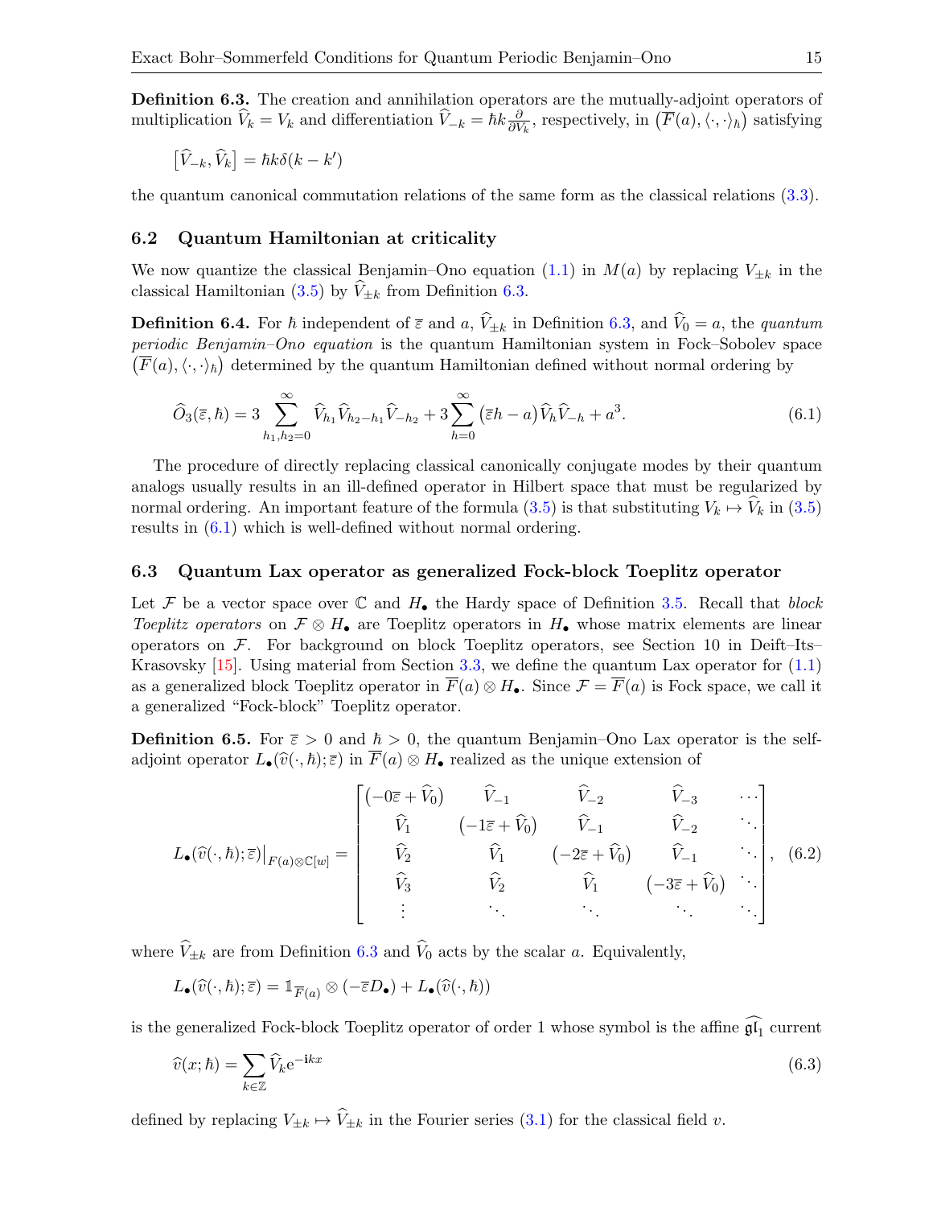**Definition 6.3.** The creation and annihilation operators are the mutually-adjoint operators of multiplication $\widehat{V}_k = V_k$ and differentiation $\widehat{V}_{-k} = \hbar k \frac{\partial}{\partial V_k}$, respectively, in $\left(\overline{F}(a), \langle\cdot,\cdot\rangle_\hbar\right)$ satisfying

$$\left[\widehat{V}_{-k}, \widehat{V}_k\right] = \hbar k \delta(k - k')$$

the quantum canonical commutation relations of the same form as the classical relations (3.3).

## 6.2 Quantum Hamiltonian at criticality

We now quantize the classical Benjamin–Ono equation (1.1) in $M(a)$ by replacing $V_{\pm k}$ in the classical Hamiltonian (3.5) by $\widehat{V}_{\pm k}$ from Definition 6.3.

**Definition 6.4.** For $\hbar$ independent of $\overline{\varepsilon}$ and $a$, $\widehat{V}_{\pm k}$ in Definition 6.3, and $\widehat{V}_0 = a$, the *quantum periodic Benjamin–Ono equation* is the quantum Hamiltonian system in Fock–Sobolev space $\left(\overline{F}(a), \langle\cdot,\cdot\rangle_\hbar\right)$ determined by the quantum Hamiltonian defined without normal ordering by

$$\widehat{O}_3(\overline{\varepsilon}, \hbar) = 3 \sum_{h_1,h_2=0}^{\infty} \widehat{V}_{h_1} \widehat{V}_{h_2-h_1} \widehat{V}_{-h_2} + 3 \sum_{h=0}^{\infty} (\overline{\varepsilon} h - a) \widehat{V}_h \widehat{V}_{-h} + a^3. \tag{6.1}$$

The procedure of directly replacing classical canonically conjugate modes by their quantum analogs usually results in an ill-defined operator in Hilbert space that must be regularized by normal ordering. An important feature of the formula (3.5) is that substituting $V_k \mapsto \widehat{V}_k$ in (3.5) results in (6.1) which is well-defined without normal ordering.

## 6.3 Quantum Lax operator as generalized Fock-block Toeplitz operator

Let $\mathcal{F}$ be a vector space over $\mathbb{C}$ and $H_\bullet$ the Hardy space of Definition 3.5. Recall that *block Toeplitz operators* on $\mathcal{F} \otimes H_\bullet$ are Toeplitz operators in $H_\bullet$ whose matrix elements are linear operators on $\mathcal{F}$. For background on block Toeplitz operators, see Section 10 in Deift–Its–Krasovsky [15]. Using material from Section 3.3, we define the quantum Lax operator for (1.1) as a generalized block Toeplitz operator in $\overline{F}(a) \otimes H_\bullet$. Since $\mathcal{F} = \overline{F}(a)$ is Fock space, we call it a generalized "Fock-block" Toeplitz operator.

**Definition 6.5.** For $\overline{\varepsilon} > 0$ and $\hbar > 0$, the quantum Benjamin–Ono Lax operator is the self-adjoint operator $L_\bullet(\widehat{v}(\cdot,\hbar); \overline{\varepsilon})$ in $\overline{F}(a) \otimes H_\bullet$ realized as the unique extension of

$$L_\bullet(\widehat{v}(\cdot,\hbar); \overline{\varepsilon})\big|_{F(a)\otimes\mathbb{C}[w]} = \begin{bmatrix} \left(-0\overline{\varepsilon} + \widehat{V}_0\right) & \widehat{V}_{-1} & \widehat{V}_{-2} & \widehat{V}_{-3} & \cdots \\ \widehat{V}_1 & \left(-1\overline{\varepsilon} + \widehat{V}_0\right) & \widehat{V}_{-1} & \widehat{V}_{-2} & \ddots \\ \widehat{V}_2 & \widehat{V}_1 & \left(-2\overline{\varepsilon} + \widehat{V}_0\right) & \widehat{V}_{-1} & \ddots \\ \widehat{V}_3 & \widehat{V}_2 & \widehat{V}_1 & \left(-3\overline{\varepsilon} + \widehat{V}_0\right) & \ddots \\ \vdots & \ddots & \ddots & \ddots & \ddots \end{bmatrix}, \tag{6.2}$$

where $\widehat{V}_{\pm k}$ are from Definition 6.3 and $\widehat{V}_0$ acts by the scalar $a$. Equivalently,

$$L_\bullet(\widehat{v}(\cdot,\hbar); \overline{\varepsilon}) = \mathbb{1}_{\overline{F}(a)} \otimes (-\overline{\varepsilon} D_\bullet) + L_\bullet(\widehat{v}(\cdot,\hbar))$$

is the generalized Fock-block Toeplitz operator of order 1 whose symbol is the affine $\widehat{\mathfrak{gl}_1}$ current

$$\widehat{v}(x;\hbar) = \sum_{k\in\mathbb{Z}} \widehat{V}_k e^{-\mathrm{i}kx} \tag{6.3}$$

defined by replacing $V_{\pm k} \mapsto \widehat{V}_{\pm k}$ in the Fourier series (3.1) for the classical field $v$.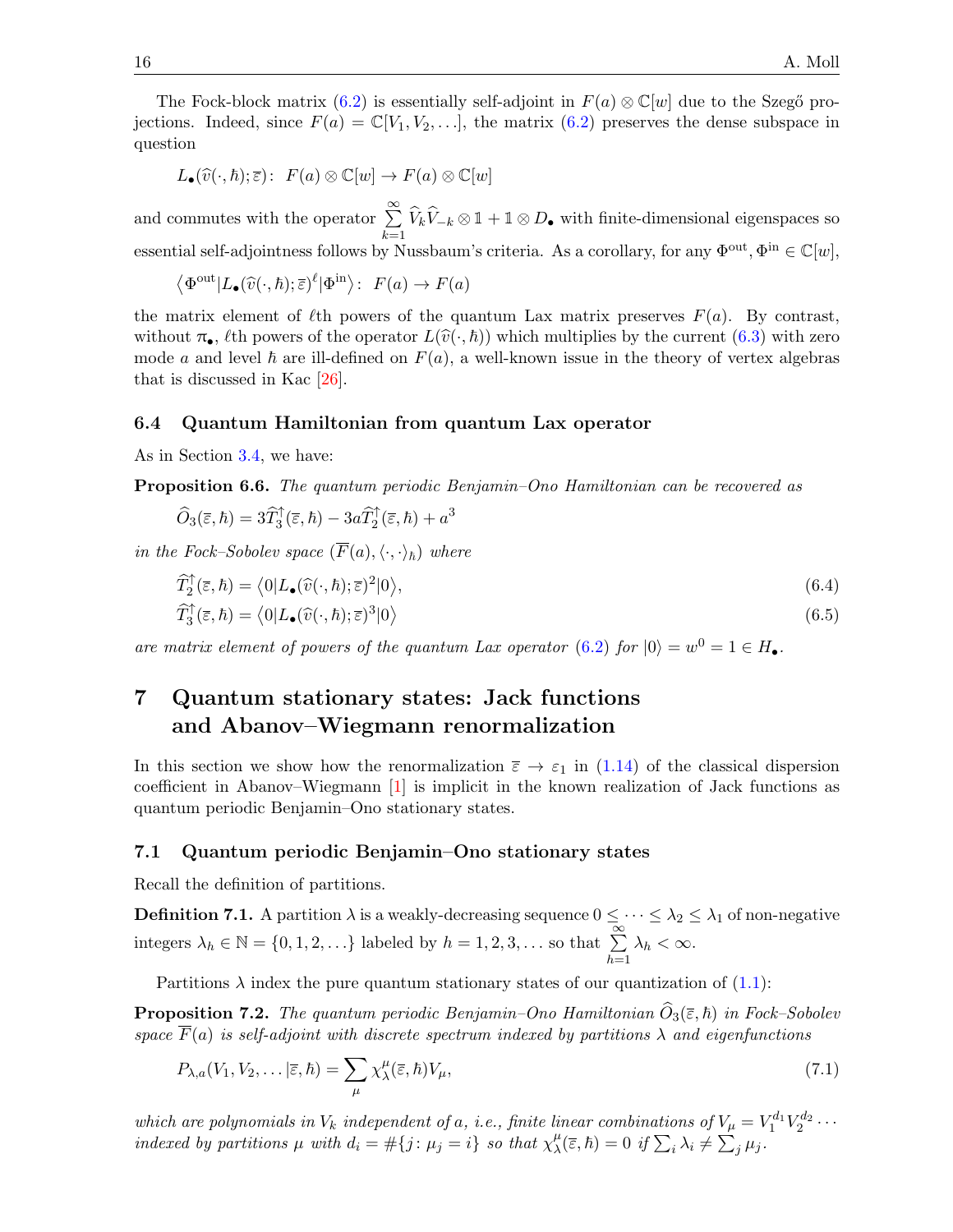The Fock-block matrix (6.2) is essentially self-adjoint in $F(a) \otimes \mathbb{C}[w]$ due to the Szegő projections. Indeed, since $F(a) = \mathbb{C}[V_1, V_2, \dots]$, the matrix (6.2) preserves the dense subspace in question

$$L_\bullet(\widehat{v}(\cdot, \hbar); \overline{\varepsilon}) \colon \; F(a) \otimes \mathbb{C}[w] \to F(a) \otimes \mathbb{C}[w]$$

and commutes with the operator $\sum_{k=1}^{\infty} \widehat{V}_k \widehat{V}_{-k} \otimes \mathbb{1} + \mathbb{1} \otimes D_\bullet$ with finite-dimensional eigenspaces so essential self-adjointness follows by Nussbaum's criteria. As a corollary, for any $\Phi^{\text{out}}, \Phi^{\text{in}} \in \mathbb{C}[w]$,

$$\big\langle \Phi^{\text{out}} | L_\bullet(\widehat{v}(\cdot, \hbar); \overline{\varepsilon})^\ell | \Phi^{\text{in}} \big\rangle \colon \; F(a) \to F(a)$$

the matrix element of $\ell$th powers of the quantum Lax matrix preserves $F(a)$. By contrast, without $\pi_\bullet$, $\ell$th powers of the operator $L(\widehat{v}(\cdot, \hbar))$ which multiplies by the current (6.3) with zero mode $a$ and level $\hbar$ are ill-defined on $F(a)$, a well-known issue in the theory of vertex algebras that is discussed in Kac [26].

### 6.4 Quantum Hamiltonian from quantum Lax operator

As in Section 3.4, we have:

**Proposition 6.6.** *The quantum periodic Benjamin–Ono Hamiltonian can be recovered as*

$$\widehat{O}_3(\overline{\varepsilon}, \hbar) = 3\widehat{T}_3^{\uparrow}(\overline{\varepsilon}, \hbar) - 3a\widehat{T}_2^{\uparrow}(\overline{\varepsilon}, \hbar) + a^3$$

*in the Fock–Sobolev space $(\overline{F}(a), \langle \cdot, \cdot \rangle_\hbar)$ where*

$$\widehat{T}_2^{\uparrow}(\overline{\varepsilon}, \hbar) = \big\langle 0 | L_\bullet(\widehat{v}(\cdot, \hbar); \overline{\varepsilon})^2 | 0 \big\rangle, \tag{6.4}$$

$$\widehat{T}_3^{\uparrow}(\overline{\varepsilon}, \hbar) = \big\langle 0 | L_\bullet(\widehat{v}(\cdot, \hbar); \overline{\varepsilon})^3 | 0 \big\rangle \tag{6.5}$$

*are matrix element of powers of the quantum Lax operator (6.2) for $|0\rangle = w^0 = 1 \in H_\bullet$.*

## 7 Quantum stationary states: Jack functions and Abanov–Wiegmann renormalization

In this section we show how the renormalization $\overline{\varepsilon} \to \varepsilon_1$ in (1.14) of the classical dispersion coefficient in Abanov–Wiegmann [1] is implicit in the known realization of Jack functions as quantum periodic Benjamin–Ono stationary states.

### 7.1 Quantum periodic Benjamin–Ono stationary states

Recall the definition of partitions.

**Definition 7.1.** A partition $\lambda$ is a weakly-decreasing sequence $0 \leq \cdots \leq \lambda_2 \leq \lambda_1$ of non-negative integers $\lambda_h \in \mathbb{N} = \{0, 1, 2, \dots\}$ labeled by $h = 1, 2, 3, \dots$ so that $\sum_{h=1}^{\infty} \lambda_h < \infty$.

Partitions $\lambda$ index the pure quantum stationary states of our quantization of (1.1):

**Proposition 7.2.** *The quantum periodic Benjamin–Ono Hamiltonian $\widehat{O}_3(\overline{\varepsilon}, \hbar)$ in Fock–Sobolev space $\overline{F}(a)$ is self-adjoint with discrete spectrum indexed by partitions $\lambda$ and eigenfunctions*

$$P_{\lambda, a}(V_1, V_2, \dots | \overline{\varepsilon}, \hbar) = \sum_{\mu} \chi_\lambda^\mu(\overline{\varepsilon}, \hbar) V_\mu, \tag{7.1}$$

*which are polynomials in $V_k$ independent of $a$, i.e., finite linear combinations of $V_\mu = V_1^{d_1} V_2^{d_2} \cdots$ indexed by partitions $\mu$ with $d_i = \#\{j \colon \mu_j = i\}$ so that $\chi_\lambda^\mu(\overline{\varepsilon}, \hbar) = 0$ if $\sum_i \lambda_i \neq \sum_j \mu_j$.*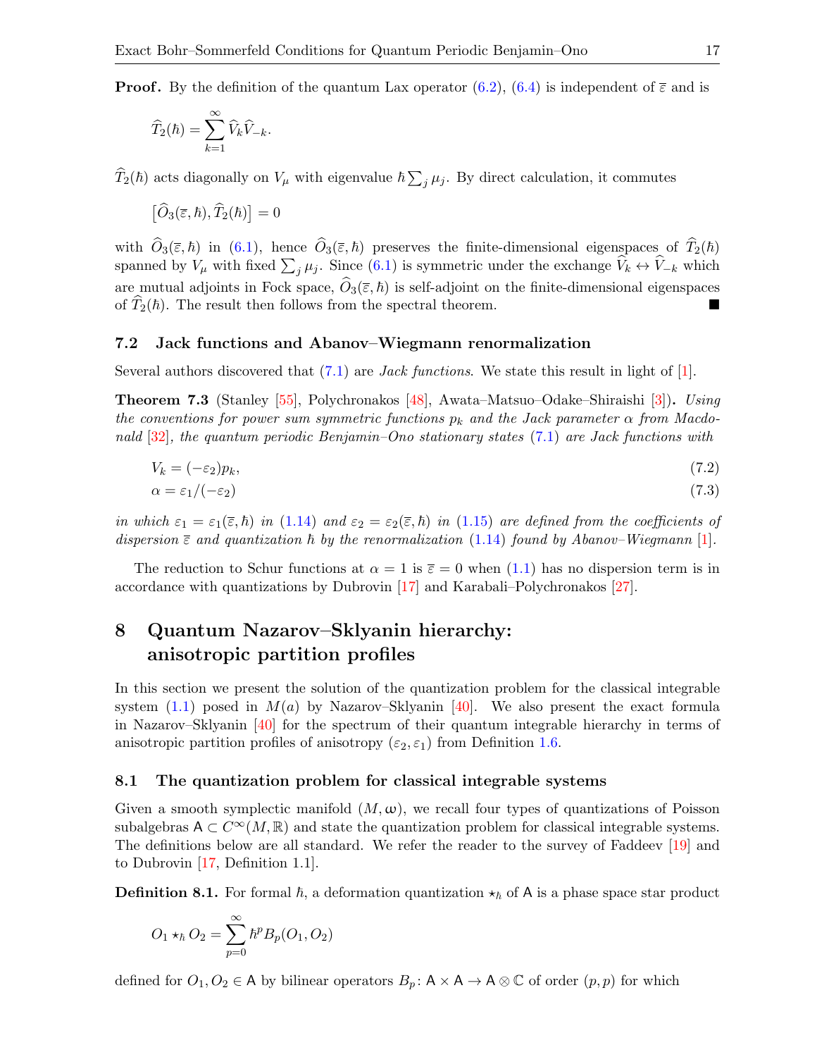**Proof.** By the definition of the quantum Lax operator (6.2), (6.4) is independent of $\overline{\varepsilon}$ and is

$$\widehat{T}_2(\hbar) = \sum_{k=1}^{\infty} \widehat{V}_k \widehat{V}_{-k}.$$

$\widehat{T}_2(\hbar)$ acts diagonally on $V_\mu$ with eigenvalue $\hbar \sum_j \mu_j$. By direct calculation, it commutes

$$\big[\widehat{O}_3(\overline{\varepsilon}, \hbar), \widehat{T}_2(\hbar)\big] = 0$$

with $\widehat{O}_3(\overline{\varepsilon}, \hbar)$ in (6.1), hence $\widehat{O}_3(\overline{\varepsilon}, \hbar)$ preserves the finite-dimensional eigenspaces of $\widehat{T}_2(\hbar)$ spanned by $V_\mu$ with fixed $\sum_j \mu_j$. Since (6.1) is symmetric under the exchange $\widehat{V}_k \leftrightarrow \widehat{V}_{-k}$ which are mutual adjoints in Fock space, $\widehat{O}_3(\overline{\varepsilon}, \hbar)$ is self-adjoint on the finite-dimensional eigenspaces of $\widehat{T}_2(\hbar)$. The result then follows from the spectral theorem. ■

### 7.2 Jack functions and Abanov–Wiegmann renormalization

Several authors discovered that (7.1) are *Jack functions*. We state this result in light of [1].

**Theorem 7.3** (Stanley [55], Polychronakos [48], Awata–Matsuo–Odake–Shiraishi [3])**.** *Using the conventions for power sum symmetric functions $p_k$ and the Jack parameter $\alpha$ from Macdonald [32], the quantum periodic Benjamin–Ono stationary states (7.1) are Jack functions with*

$$V_k = (-\varepsilon_2) p_k, \tag{7.2}$$

$$\alpha = \varepsilon_1/(-\varepsilon_2) \tag{7.3}$$

*in which $\varepsilon_1 = \varepsilon_1(\overline{\varepsilon}, \hbar)$ in (1.14) and $\varepsilon_2 = \varepsilon_2(\overline{\varepsilon}, \hbar)$ in (1.15) are defined from the coefficients of dispersion $\overline{\varepsilon}$ and quantization $\hbar$ by the renormalization (1.14) found by Abanov–Wiegmann [1].*

The reduction to Schur functions at $\alpha = 1$ is $\overline{\varepsilon} = 0$ when (1.1) has no dispersion term is in accordance with quantizations by Dubrovin [17] and Karabali–Polychronakos [27].

## 8 Quantum Nazarov–Sklyanin hierarchy: anisotropic partition profiles

In this section we present the solution of the quantization problem for the classical integrable system (1.1) posed in $M(a)$ by Nazarov–Sklyanin [40]. We also present the exact formula in Nazarov–Sklyanin [40] for the spectrum of their quantum integrable hierarchy in terms of anisotropic partition profiles of anisotropy $(\varepsilon_2, \varepsilon_1)$ from Definition 1.6.

### 8.1 The quantization problem for classical integrable systems

Given a smooth symplectic manifold $(M, \omega)$, we recall four types of quantizations of Poisson subalgebras $\mathsf{A} \subset C^\infty(M, \mathbb{R})$ and state the quantization problem for classical integrable systems. The definitions below are all standard. We refer the reader to the survey of Faddeev [19] and to Dubrovin [17, Definition 1.1].

**Definition 8.1.** For formal $\hbar$, a deformation quantization $\star_\hbar$ of $\mathsf{A}$ is a phase space star product

$$O_1 \star_\hbar O_2 = \sum_{p=0}^{\infty} \hbar^p B_p(O_1, O_2)$$

defined for $O_1, O_2 \in \mathsf{A}$ by bilinear operators $B_p\colon \mathsf{A} \times \mathsf{A} \to \mathsf{A} \otimes \mathbb{C}$ of order $(p, p)$ for which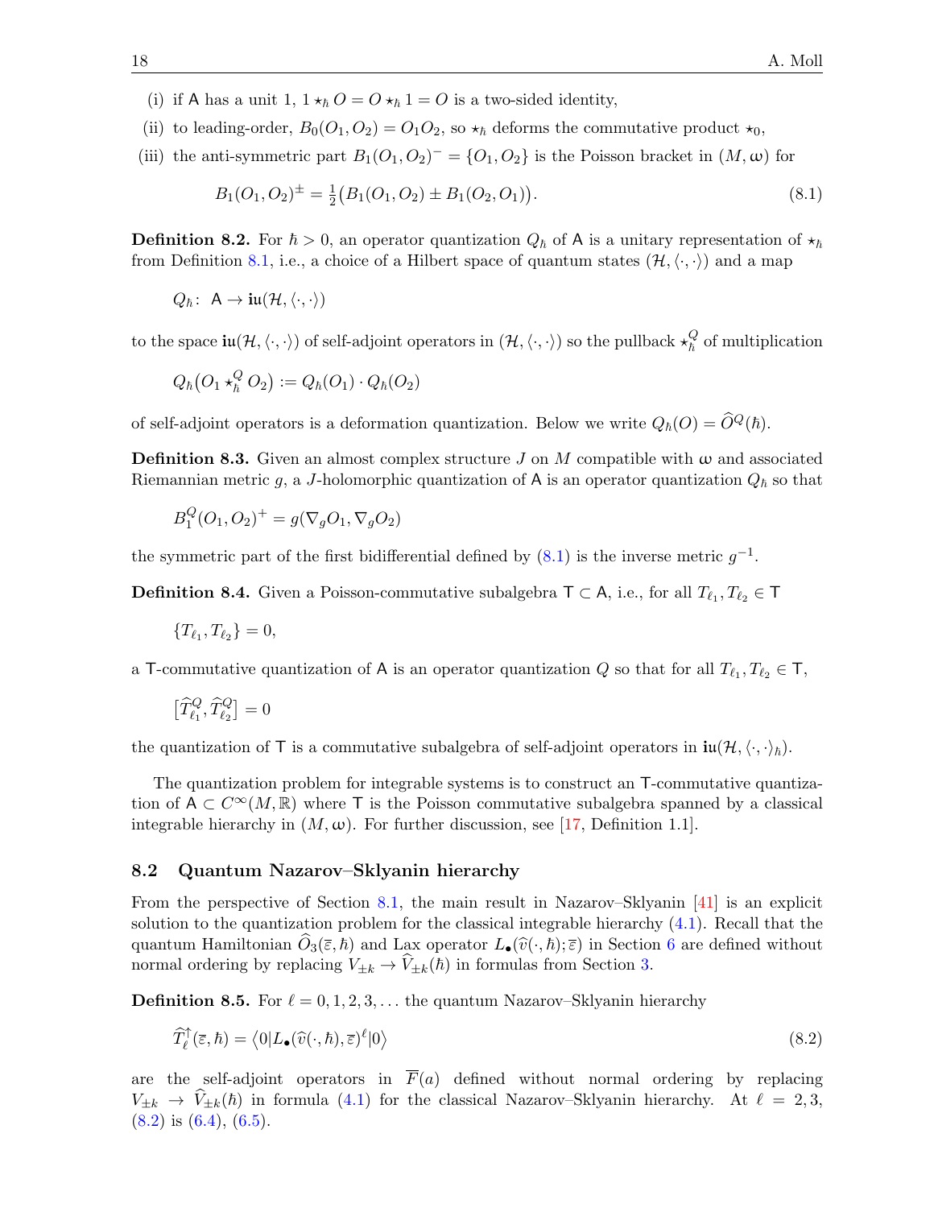(i) if $\mathsf{A}$ has a unit 1, $1 \star_\hbar O = O \star_\hbar 1 = O$ is a two-sided identity,

(ii) to leading-order, $B_0(O_1, O_2) = O_1 O_2$, so $\star_\hbar$ deforms the commutative product $\star_0$,

(iii) the anti-symmetric part $B_1(O_1, O_2)^- = \{O_1, O_2\}$ is the Poisson bracket in $(M, \omega)$ for

$$B_1(O_1, O_2)^\pm = \tfrac{1}{2}\big(B_1(O_1, O_2) \pm B_1(O_2, O_1)\big). \tag{8.1}$$

**Definition 8.2.** For $\hbar > 0$, an operator quantization $Q_\hbar$ of $\mathsf{A}$ is a unitary representation of $\star_\hbar$ from Definition 8.1, i.e., a choice of a Hilbert space of quantum states $(\mathcal{H}, \langle\cdot,\cdot\rangle)$ and a map

$$Q_\hbar \colon\ \mathsf{A} \to \mathbf{i}\mathfrak{u}(\mathcal{H}, \langle\cdot,\cdot\rangle)$$

to the space $\mathbf{i}\mathfrak{u}(\mathcal{H}, \langle\cdot,\cdot\rangle)$ of self-adjoint operators in $(\mathcal{H}, \langle\cdot,\cdot\rangle)$ so the pullback $\star_\hbar^Q$ of multiplication

$$Q_\hbar\big(O_1 \star_\hbar^Q O_2\big) := Q_\hbar(O_1) \cdot Q_\hbar(O_2)$$

of self-adjoint operators is a deformation quantization. Below we write $Q_\hbar(O) = \widehat{O}^Q(\hbar)$.

**Definition 8.3.** Given an almost complex structure $J$ on $M$ compatible with $\omega$ and associated Riemannian metric $g$, a $J$-holomorphic quantization of $\mathsf{A}$ is an operator quantization $Q_\hbar$ so that

$$B_1^Q(O_1, O_2)^+ = g(\nabla_g O_1, \nabla_g O_2)$$

the symmetric part of the first bidifferential defined by (8.1) is the inverse metric $g^{-1}$.

**Definition 8.4.** Given a Poisson-commutative subalgebra $\mathsf{T} \subset \mathsf{A}$, i.e., for all $T_{\ell_1}, T_{\ell_2} \in \mathsf{T}$

$$\{T_{\ell_1}, T_{\ell_2}\} = 0,$$

a $\mathsf{T}$-commutative quantization of $\mathsf{A}$ is an operator quantization $Q$ so that for all $T_{\ell_1}, T_{\ell_2} \in \mathsf{T}$,

$$\big[\widehat{T}_{\ell_1}^Q, \widehat{T}_{\ell_2}^Q\big] = 0$$

the quantization of $\mathsf{T}$ is a commutative subalgebra of self-adjoint operators in $\mathbf{i}\mathfrak{u}(\mathcal{H}, \langle\cdot,\cdot\rangle_\hbar)$.

The quantization problem for integrable systems is to construct an $\mathsf{T}$-commutative quantization of $\mathsf{A} \subset C^\infty(M, \mathbb{R})$ where $\mathsf{T}$ is the Poisson commutative subalgebra spanned by a classical integrable hierarchy in $(M, \omega)$. For further discussion, see [17, Definition 1.1].

## 8.2 Quantum Nazarov–Sklyanin hierarchy

From the perspective of Section 8.1, the main result in Nazarov–Sklyanin [41] is an explicit solution to the quantization problem for the classical integrable hierarchy (4.1). Recall that the quantum Hamiltonian $\widehat{O}_3(\overline{\varepsilon}, \hbar)$ and Lax operator $L_\bullet(\widehat{v}(\cdot, \hbar); \overline{\varepsilon})$ in Section 6 are defined without normal ordering by replacing $V_{\pm k} \to \widehat{V}_{\pm k}(\hbar)$ in formulas from Section 3.

**Definition 8.5.** For $\ell = 0, 1, 2, 3, \dots$ the quantum Nazarov–Sklyanin hierarchy

$$\widehat{T}_\ell^\uparrow(\overline{\varepsilon}, \hbar) = \big\langle 0 | L_\bullet(\widehat{v}(\cdot, \hbar), \overline{\varepsilon})^\ell | 0 \big\rangle \tag{8.2}$$

are the self-adjoint operators in $\overline{F}(a)$ defined without normal ordering by replacing $V_{\pm k} \to \widehat{V}_{\pm k}(\hbar)$ in formula (4.1) for the classical Nazarov–Sklyanin hierarchy. At $\ell = 2, 3$, (8.2) is (6.4), (6.5).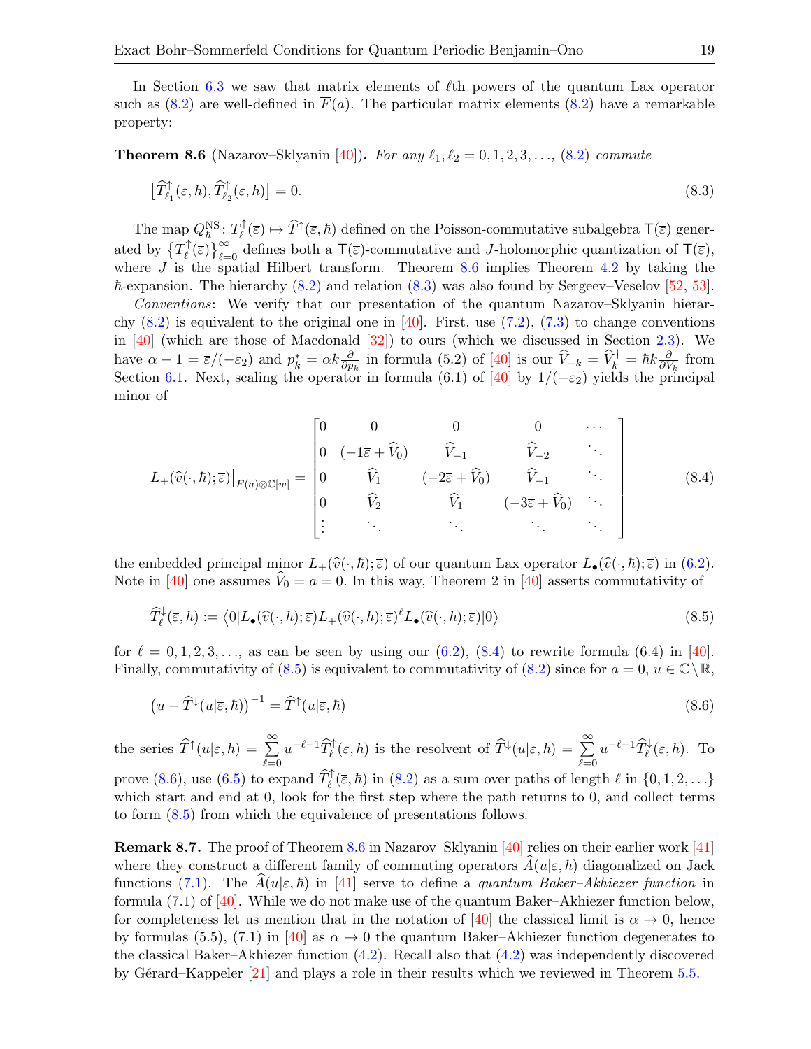In Section 6.3 we saw that matrix elements of $\ell$th powers of the quantum Lax operator such as (8.2) are well-defined in $\overline{F}(a)$. The particular matrix elements (8.2) have a remarkable property:

**Theorem 8.6** (Nazarov–Sklyanin [40]). *For any $\ell_1, \ell_2 = 0, 1, 2, 3, \ldots$, (8.2) commute*

$$\big[\widehat{T}^{\uparrow}_{\ell_1}(\overline{\varepsilon}, \hbar), \widehat{T}^{\uparrow}_{\ell_2}(\overline{\varepsilon}, \hbar)\big] = 0. \tag{8.3}$$

The map $Q^{\mathrm{NS}}_{\hbar} \colon T^{\uparrow}_{\ell}(\overline{\varepsilon}) \mapsto \widehat{T}^{\uparrow}(\overline{\varepsilon}, \hbar)$ defined on the Poisson-commutative subalgebra $\mathsf{T}(\overline{\varepsilon})$ generated by $\{T^{\uparrow}_{\ell}(\overline{\varepsilon})\}_{\ell=0}^{\infty}$ defines both a $\mathsf{T}(\overline{\varepsilon})$-commutative and $J$-holomorphic quantization of $\mathsf{T}(\overline{\varepsilon})$, where $J$ is the spatial Hilbert transform. Theorem 8.6 implies Theorem 4.2 by taking the $\hbar$-expansion. The hierarchy (8.2) and relation (8.3) was also found by Sergeev–Veselov [52, 53].

*Conventions*: We verify that our presentation of the quantum Nazarov–Sklyanin hierarchy (8.2) is equivalent to the original one in [40]. First, use (7.2), (7.3) to change conventions in [40] (which are those of Macdonald [32]) to ours (which we discussed in Section 2.3). We have $\alpha - 1 = \overline{\varepsilon}/(-\varepsilon_2)$ and $p^{*}_{k} = \alpha k \frac{\partial}{\partial p_k}$ in formula (5.2) of [40] is our $\widehat{V}_{-k} = \widehat{V}^{\dagger}_{k} = \hbar k \frac{\partial}{\partial V_k}$ from Section 6.1. Next, scaling the operator in formula (6.1) of [40] by $1/(-\varepsilon_2)$ yields the principal minor of

$$L_{+}(\widehat{v}(\cdot, \hbar); \overline{\varepsilon})\big|_{F(a)\otimes\mathbb{C}[w]} = \begin{bmatrix} 0 & 0 & 0 & 0 & \cdots \\ 0 & (-1\overline{\varepsilon} + \widehat{V}_0) & \widehat{V}_{-1} & \widehat{V}_{-2} & \ddots \\ 0 & \widehat{V}_1 & (-2\overline{\varepsilon} + \widehat{V}_0) & \widehat{V}_{-1} & \ddots \\ 0 & \widehat{V}_2 & \widehat{V}_1 & (-3\overline{\varepsilon} + \widehat{V}_0) & \ddots \\ \vdots & \ddots & \ddots & \ddots & \ddots \end{bmatrix} \tag{8.4}$$

the embedded principal minor $L_{+}(\widehat{v}(\cdot, \hbar); \overline{\varepsilon})$ of our quantum Lax operator $L_{\bullet}(\widehat{v}(\cdot, \hbar); \overline{\varepsilon})$ in (6.2). Note in [40] one assumes $\widehat{V}_0 = a = 0$. In this way, Theorem 2 in [40] asserts commutativity of

$$\widehat{T}^{\downarrow}_{\ell}(\overline{\varepsilon}, \hbar) := \big\langle 0 \big| L_{\bullet}(\widehat{v}(\cdot, \hbar); \overline{\varepsilon}) L_{+}(\widehat{v}(\cdot, \hbar); \overline{\varepsilon})^{\ell} L_{\bullet}(\widehat{v}(\cdot, \hbar); \overline{\varepsilon}) \big| 0 \big\rangle \tag{8.5}$$

for $\ell = 0, 1, 2, 3, \ldots$, as can be seen by using our (6.2), (8.4) to rewrite formula (6.4) in [40]. Finally, commutativity of (8.5) is equivalent to commutativity of (8.2) since for $a = 0$, $u \in \mathbb{C} \setminus \mathbb{R}$,

$$\big(u - \widehat{T}^{\downarrow}(u|\overline{\varepsilon}, \hbar)\big)^{-1} = \widehat{T}^{\uparrow}(u|\overline{\varepsilon}, \hbar) \tag{8.6}$$

the series $\widehat{T}^{\uparrow}(u|\overline{\varepsilon}, \hbar) = \sum\limits_{\ell=0}^{\infty} u^{-\ell-1} \widehat{T}^{\uparrow}_{\ell}(\overline{\varepsilon}, \hbar)$ is the resolvent of $\widehat{T}^{\downarrow}(u|\overline{\varepsilon}, \hbar) = \sum\limits_{\ell=0}^{\infty} u^{-\ell-1} \widehat{T}^{\downarrow}_{\ell}(\overline{\varepsilon}, \hbar)$. To prove (8.6), use (6.5) to expand $\widehat{T}^{\uparrow}_{\ell}(\overline{\varepsilon}, \hbar)$ in (8.2) as a sum over paths of length $\ell$ in $\{0, 1, 2, \ldots\}$ which start and end at 0, look for the first step where the path returns to 0, and collect terms to form (8.5) from which the equivalence of presentations follows.

**Remark 8.7.** The proof of Theorem 8.6 in Nazarov–Sklyanin [40] relies on their earlier work [41] where they construct a different family of commuting operators $\widehat{A}(u|\overline{\varepsilon}, \hbar)$ diagonalized on Jack functions (7.1). The $\widehat{A}(u|\overline{\varepsilon}, \hbar)$ in [41] serve to define a *quantum Baker–Akhiezer function* in formula (7.1) of [40]. While we do not make use of the quantum Baker–Akhiezer function below, for completeness let us mention that in the notation of [40] the classical limit is $\alpha \to 0$, hence by formulas (5.5), (7.1) in [40] as $\alpha \to 0$ the quantum Baker–Akhiezer function degenerates to the classical Baker–Akhiezer function (4.2). Recall also that (4.2) was independently discovered by Gérard–Kappeler [21] and plays a role in their results which we reviewed in Theorem 5.5.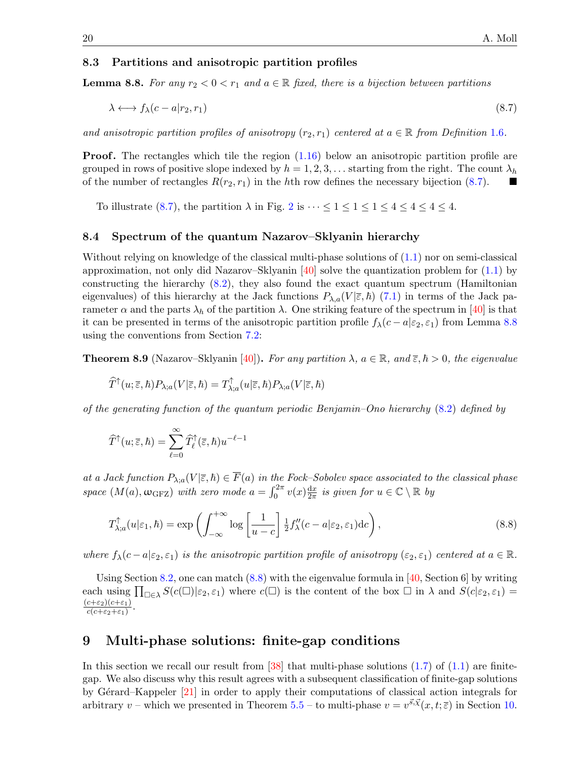### 8.3 Partitions and anisotropic partition profiles

**Lemma 8.8.** *For any $r_2 < 0 < r_1$ and $a \in \mathbb{R}$ fixed, there is a bijection between partitions*

$$\lambda \longleftrightarrow f_\lambda(c - a|r_2, r_1) \tag{8.7}$$

*and anisotropic partition profiles of anisotropy $(r_2, r_1)$ centered at $a \in \mathbb{R}$ from Definition 1.6.*

**Proof.** The rectangles which tile the region (1.16) below an anisotropic partition profile are grouped in rows of positive slope indexed by $h = 1, 2, 3, \dots$ starting from the right. The count $\lambda_h$ of the number of rectangles $R(r_2, r_1)$ in the $h$th row defines the necessary bijection (8.7). ∎

To illustrate (8.7), the partition $\lambda$ in Fig. 2 is $\cdots \leq 1 \leq 1 \leq 1 \leq 4 \leq 4 \leq 4 \leq 4$.

### 8.4 Spectrum of the quantum Nazarov–Sklyanin hierarchy

Without relying on knowledge of the classical multi-phase solutions of (1.1) nor on semi-classical approximation, not only did Nazarov–Sklyanin [40] solve the quantization problem for (1.1) by constructing the hierarchy (8.2), they also found the exact quantum spectrum (Hamiltonian eigenvalues) of this hierarchy at the Jack functions $P_{\lambda,a}(V|\overline{\varepsilon}, \hbar)$ (7.1) in terms of the Jack parameter $\alpha$ and the parts $\lambda_h$ of the partition $\lambda$. One striking feature of the spectrum in [40] is that it can be presented in terms of the anisotropic partition profile $f_\lambda(c - a|\varepsilon_2, \varepsilon_1)$ from Lemma 8.8 using the conventions from Section 7.2:

**Theorem 8.9** (Nazarov–Sklyanin [40])**.** *For any partition $\lambda$, $a \in \mathbb{R}$, and $\overline{\varepsilon}, \hbar > 0$, the eigenvalue*

$$\widehat{T}^{\uparrow}(u; \overline{\varepsilon}, \hbar) P_{\lambda;a}(V|\overline{\varepsilon}, \hbar) = T^{\uparrow}_{\lambda;a}(u|\overline{\varepsilon}, \hbar) P_{\lambda;a}(V|\overline{\varepsilon}, \hbar)$$

*of the generating function of the quantum periodic Benjamin–Ono hierarchy (8.2) defined by*

$$\widehat{T}^{\uparrow}(u; \overline{\varepsilon}, \hbar) = \sum_{\ell=0}^{\infty} \widehat{T}^{\uparrow}_{\ell}(\overline{\varepsilon}, \hbar) u^{-\ell-1}$$

*at a Jack function $P_{\lambda;a}(V|\overline{\varepsilon}, \hbar) \in \overline{F}(a)$ in the Fock–Sobolev space associated to the classical phase space $(M(a), \omega_{\mathrm{GFZ}})$ with zero mode $a = \int_0^{2\pi} v(x) \frac{\mathrm{d}x}{2\pi}$ is given for $u \in \mathbb{C} \setminus \mathbb{R}$ by*

$$T^{\uparrow}_{\lambda;a}(u|\varepsilon_1, \hbar) = \exp\left( \int_{-\infty}^{+\infty} \log\left[\frac{1}{u - c}\right] \tfrac{1}{2} f''_\lambda(c - a|\varepsilon_2, \varepsilon_1) \mathrm{d}c \right), \tag{8.8}$$

*where $f_\lambda(c - a|\varepsilon_2, \varepsilon_1)$ is the anisotropic partition profile of anisotropy $(\varepsilon_2, \varepsilon_1)$ centered at $a \in \mathbb{R}$.*

Using Section 8.2, one can match (8.8) with the eigenvalue formula in [40, Section 6] by writing each using $\prod_{\square \in \lambda} S(c(\square)|\varepsilon_2, \varepsilon_1)$ where $c(\square)$ is the content of the box $\square$ in $\lambda$ and $S(c|\varepsilon_2, \varepsilon_1) = \frac{(c+\varepsilon_2)(c+\varepsilon_1)}{c(c+\varepsilon_2+\varepsilon_1)}$.

## 9 Multi-phase solutions: finite-gap conditions

In this section we recall our result from [38] that multi-phase solutions (1.7) of (1.1) are finite-gap. We also discuss why this result agrees with a subsequent classification of finite-gap solutions by Gérard–Kappeler [21] in order to apply their computations of classical action integrals for arbitrary $v$ – which we presented in Theorem 5.5 – to multi-phase $v = v^{\vec{s},\vec{\chi}}(x, t; \overline{\varepsilon})$ in Section 10.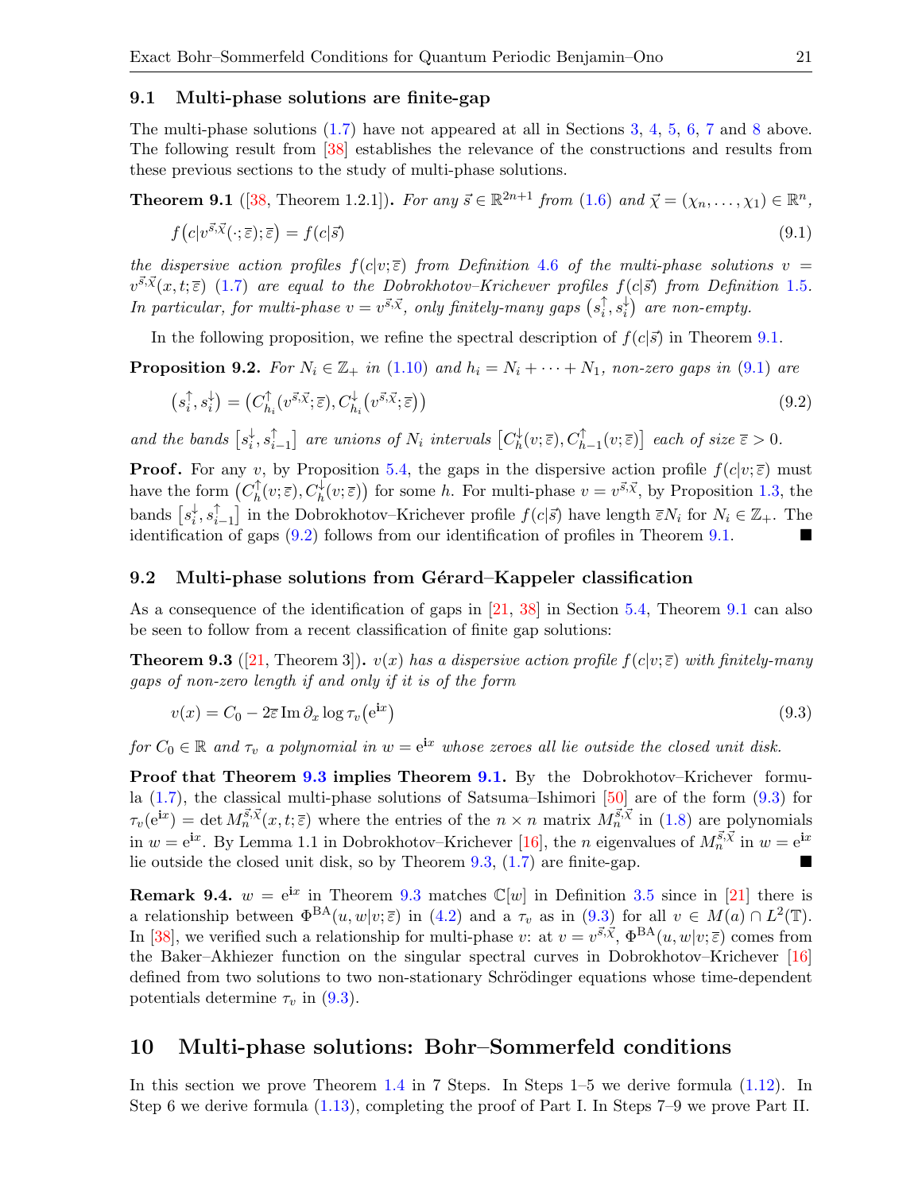### 9.1 Multi-phase solutions are finite-gap

The multi-phase solutions (1.7) have not appeared at all in Sections 3, 4, 5, 6, 7 and 8 above. The following result from [38] establishes the relevance of the constructions and results from these previous sections to the study of multi-phase solutions.

**Theorem 9.1** ([38, Theorem 1.2.1])**.** *For any* $\vec{s} \in \mathbb{R}^{2n+1}$ *from* (1.6) *and* $\vec{\chi} = (\chi_n, \dots, \chi_1) \in \mathbb{R}^n$*,*

$$f\big(c|v^{\vec{s},\vec{\chi}}(\cdot;\overline{\varepsilon});\overline{\varepsilon}\big) = f(c|\vec{s}) \tag{9.1}$$

*the dispersive action profiles* $f(c|v;\overline{\varepsilon})$ *from Definition 4.6 of the multi-phase solutions* $v = v^{\vec{s},\vec{\chi}}(x,t;\overline{\varepsilon})$ (1.7) *are equal to the Dobrokhotov–Krichever profiles* $f(c|\vec{s})$ *from Definition 1.5. In particular, for multi-phase* $v = v^{\vec{s},\vec{\chi}}$*, only finitely-many gaps* $\big(s_i^{\uparrow}, s_i^{\downarrow}\big)$ *are non-empty.*

In the following proposition, we refine the spectral description of $f(c|\vec{s})$ in Theorem 9.1.

**Proposition 9.2.** *For* $N_i \in \mathbb{Z}_+$ *in* (1.10) *and* $h_i = N_i + \dots + N_1$*, non-zero gaps in* (9.1) *are*

$$\big(s_i^{\uparrow}, s_i^{\downarrow}\big) = \big(C_{h_i}^{\uparrow}\big(v^{\vec{s},\vec{\chi}};\overline{\varepsilon}\big), C_{h_i}^{\downarrow}\big(v^{\vec{s},\vec{\chi}};\overline{\varepsilon}\big)\big) \tag{9.2}$$

*and the bands* $\big[s_i^{\downarrow}, s_{i-1}^{\uparrow}\big]$ *are unions of* $N_i$ *intervals* $\big[C_h^{\downarrow}(v;\overline{\varepsilon}), C_{h-1}^{\uparrow}(v;\overline{\varepsilon})\big]$ *each of size* $\overline{\varepsilon} > 0$*.*

**Proof.** For any $v$, by Proposition 5.4, the gaps in the dispersive action profile $f(c|v;\overline{\varepsilon})$ must have the form $\big(C_h^{\uparrow}(v;\overline{\varepsilon}), C_h^{\downarrow}(v;\overline{\varepsilon})\big)$ for some $h$. For multi-phase $v = v^{\vec{s},\vec{\chi}}$, by Proposition 1.3, the bands $\big[s_i^{\downarrow}, s_{i-1}^{\uparrow}\big]$ in the Dobrokhotov–Krichever profile $f(c|\vec{s})$ have length $\overline{\varepsilon}N_i$ for $N_i \in \mathbb{Z}_+$. The identification of gaps (9.2) follows from our identification of profiles in Theorem 9.1. ∎

### 9.2 Multi-phase solutions from Gérard–Kappeler classification

As a consequence of the identification of gaps in [21, 38] in Section 5.4, Theorem 9.1 can also be seen to follow from a recent classification of finite gap solutions:

**Theorem 9.3** ([21, Theorem 3])**.** $v(x)$ *has a dispersive action profile* $f(c|v;\overline{\varepsilon})$ *with finitely-many gaps of non-zero length if and only if it is of the form*

$$v(x) = C_0 - 2\overline{\varepsilon}\,\mathrm{Im}\,\partial_x \log \tau_v\big(e^{ix}\big) \tag{9.3}$$

*for* $C_0 \in \mathbb{R}$ *and* $\tau_v$ *a polynomial in* $w = e^{ix}$ *whose zeroes all lie outside the closed unit disk.*

**Proof that Theorem 9.3 implies Theorem 9.1.** By the Dobrokhotov–Krichever formula (1.7), the classical multi-phase solutions of Satsuma–Ishimori [50] are of the form (9.3) for $\tau_v(e^{ix}) = \det M_n^{\vec{s},\vec{\chi}}(x,t;\overline{\varepsilon})$ where the entries of the $n \times n$ matrix $M_n^{\vec{s},\vec{\chi}}$ in (1.8) are polynomials in $w = e^{ix}$. By Lemma 1.1 in Dobrokhotov–Krichever [16], the $n$ eigenvalues of $M_n^{\vec{s},\vec{\chi}}$ in $w = e^{ix}$ lie outside the closed unit disk, so by Theorem 9.3, (1.7) are finite-gap. ∎

**Remark 9.4.** $w = e^{ix}$ in Theorem 9.3 matches $\mathbb{C}[w]$ in Definition 3.5 since in [21] there is a relationship between $\Phi^{\mathrm{BA}}(u,w|v;\overline{\varepsilon})$ in (4.2) and a $\tau_v$ as in (9.3) for all $v \in M(a) \cap L^2(\mathbb{T})$. In [38], we verified such a relationship for multi-phase $v$: at $v = v^{\vec{s},\vec{\chi}}$, $\Phi^{\mathrm{BA}}(u,w|v;\overline{\varepsilon})$ comes from the Baker–Akhiezer function on the singular spectral curves in Dobrokhotov–Krichever [16] defined from two solutions to two non-stationary Schrödinger equations whose time-dependent potentials determine $\tau_v$ in (9.3).

## 10 Multi-phase solutions: Bohr–Sommerfeld conditions

In this section we prove Theorem 1.4 in 7 Steps. In Steps 1–5 we derive formula (1.12). In Step 6 we derive formula (1.13), completing the proof of Part I. In Steps 7–9 we prove Part II.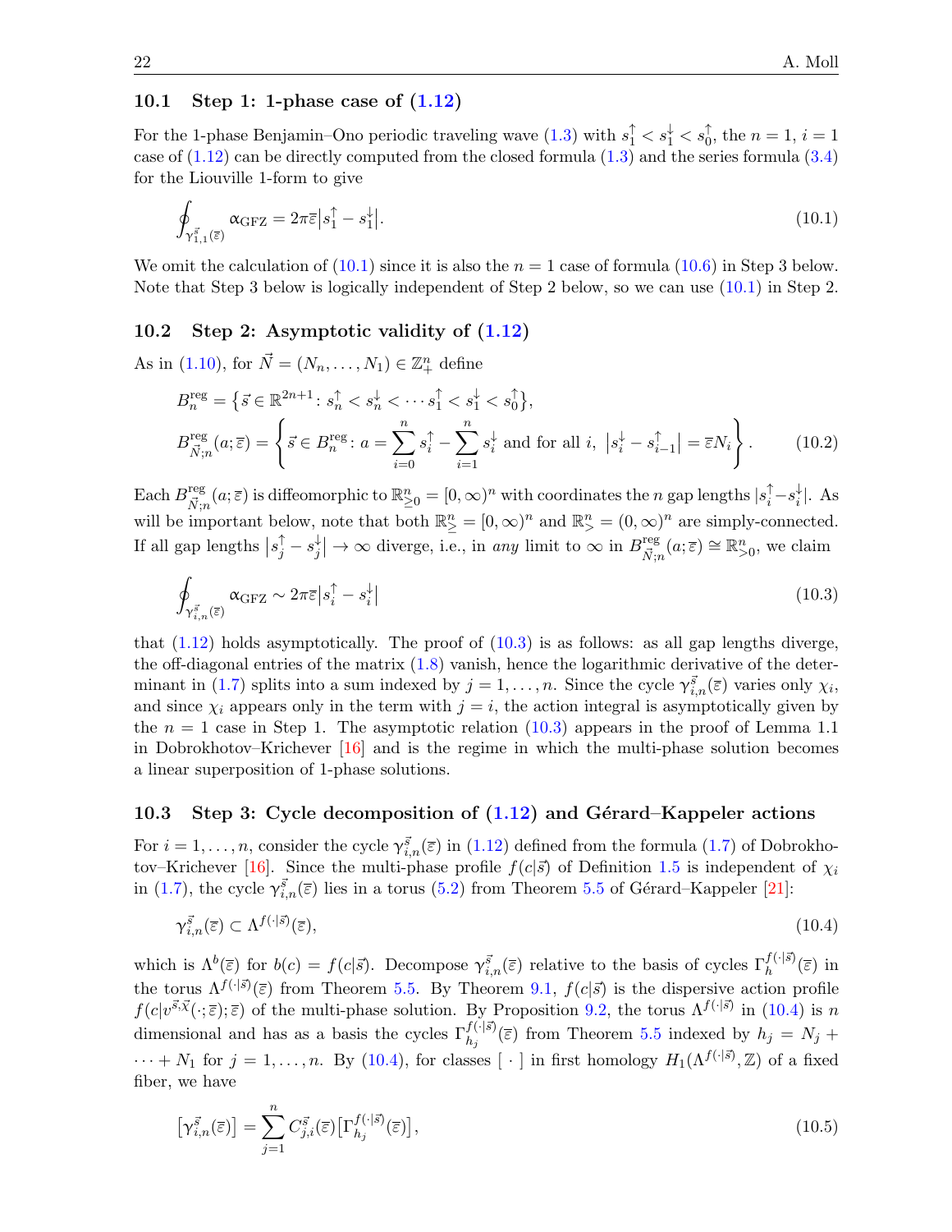### 10.1 Step 1: 1-phase case of (1.12)

For the 1-phase Benjamin–Ono periodic traveling wave (1.3) with $s_1^\uparrow < s_1^\downarrow < s_0^\uparrow$, the $n=1$, $i=1$ case of (1.12) can be directly computed from the closed formula (1.3) and the series formula (3.4) for the Liouville 1-form to give

$$\oint_{\gamma_{1,1}^{\vec{s}}(\overline{\varepsilon})} \alpha_{\mathrm{GFZ}} = 2\pi\overline{\varepsilon}\left|s_1^\uparrow - s_1^\downarrow\right|. \tag{10.1}$$

We omit the calculation of (10.1) since it is also the $n=1$ case of formula (10.6) in Step 3 below. Note that Step 3 below is logically independent of Step 2 below, so we can use (10.1) in Step 2.

### 10.2 Step 2: Asymptotic validity of (1.12)

As in (1.10), for $\vec{N} = (N_n, \dots, N_1) \in \mathbb{Z}_+^n$ define

$$B_n^{\mathrm{reg}} = \left\{\vec{s} \in \mathbb{R}^{2n+1} \colon s_n^\uparrow < s_n^\downarrow < \cdots s_1^\uparrow < s_1^\downarrow < s_0^\uparrow\right\},$$

$$B_{\vec{N};n}^{\mathrm{reg}}(a;\overline{\varepsilon}) = \left\{\vec{s} \in B_n^{\mathrm{reg}} \colon a = \sum_{i=0}^{n} s_i^\uparrow - \sum_{i=1}^{n} s_i^\downarrow \text{ and for all } i,\ \left|s_i^\downarrow - s_{i-1}^\uparrow\right| = \overline{\varepsilon} N_i\right\}. \tag{10.2}$$

Each $B_{\vec{N};n}^{\mathrm{reg}}(a;\overline{\varepsilon})$ is diffeomorphic to $\mathbb{R}_{\geq 0}^n = [0,\infty)^n$ with coordinates the $n$ gap lengths $|s_i^\uparrow - s_i^\downarrow|$. As will be important below, note that both $\mathbb{R}_{\geq}^n = [0,\infty)^n$ and $\mathbb{R}_{>}^n = (0,\infty)^n$ are simply-connected. If all gap lengths $\left|s_j^\uparrow - s_j^\downarrow\right| \to \infty$ diverge, i.e., in *any* limit to $\infty$ in $B_{\vec{N};n}^{\mathrm{reg}}(a;\overline{\varepsilon}) \cong \mathbb{R}_{>0}^n$, we claim

$$\oint_{\gamma_{i,n}^{\vec{s}}(\overline{\varepsilon})} \alpha_{\mathrm{GFZ}} \sim 2\pi\overline{\varepsilon}\left|s_i^\uparrow - s_i^\downarrow\right| \tag{10.3}$$

that (1.12) holds asymptotically. The proof of (10.3) is as follows: as all gap lengths diverge, the off-diagonal entries of the matrix (1.8) vanish, hence the logarithmic derivative of the determinant in (1.7) splits into a sum indexed by $j = 1, \dots, n$. Since the cycle $\gamma_{i,n}^{\vec{s}}(\overline{\varepsilon})$ varies only $\chi_i$, and since $\chi_i$ appears only in the term with $j = i$, the action integral is asymptotically given by the $n=1$ case in Step 1. The asymptotic relation (10.3) appears in the proof of Lemma 1.1 in Dobrokhotov–Krichever [16] and is the regime in which the multi-phase solution becomes a linear superposition of 1-phase solutions.

### 10.3 Step 3: Cycle decomposition of (1.12) and Gérard–Kappeler actions

For $i = 1, \dots, n$, consider the cycle $\gamma_{i,n}^{\vec{s}}(\overline{\varepsilon})$ in (1.12) defined from the formula (1.7) of Dobrokhotov–Krichever [16]. Since the multi-phase profile $f(c|\vec{s})$ of Definition 1.5 is independent of $\chi_i$ in (1.7), the cycle $\gamma_{i,n}^{\vec{s}}(\overline{\varepsilon})$ lies in a torus (5.2) from Theorem 5.5 of Gérard–Kappeler [21]:

$$\gamma_{i,n}^{\vec{s}}(\overline{\varepsilon}) \subset \Lambda^{f(\cdot|\vec{s})}(\overline{\varepsilon}), \tag{10.4}$$

which is $\Lambda^b(\overline{\varepsilon})$ for $b(c) = f(c|\vec{s})$. Decompose $\gamma_{i,n}^{\vec{s}}(\overline{\varepsilon})$ relative to the basis of cycles $\Gamma_h^{f(\cdot|\vec{s})}(\overline{\varepsilon})$ in the torus $\Lambda^{f(\cdot|\vec{s})}(\overline{\varepsilon})$ from Theorem 5.5. By Theorem 9.1, $f(c|\vec{s})$ is the dispersive action profile $f(c|v^{\vec{s},\vec{\chi}}(\cdot;\overline{\varepsilon});\overline{\varepsilon})$ of the multi-phase solution. By Proposition 9.2, the torus $\Lambda^{f(\cdot|\vec{s})}$ in (10.4) is $n$ dimensional and has as a basis the cycles $\Gamma_{h_j}^{f(\cdot|\vec{s})}(\overline{\varepsilon})$ from Theorem 5.5 indexed by $h_j = N_j + \cdots + N_1$ for $j = 1, \dots, n$. By (10.4), for classes $[\ \cdot\ ]$ in first homology $H_1(\Lambda^{f(\cdot|\vec{s})}, \mathbb{Z})$ of a fixed fiber, we have

$$\left[\gamma_{i,n}^{\vec{s}}(\overline{\varepsilon})\right] = \sum_{j=1}^{n} C_{j,i}^{\vec{s}}(\overline{\varepsilon})\left[\Gamma_{h_j}^{f(\cdot|\vec{s})}(\overline{\varepsilon})\right], \tag{10.5}$$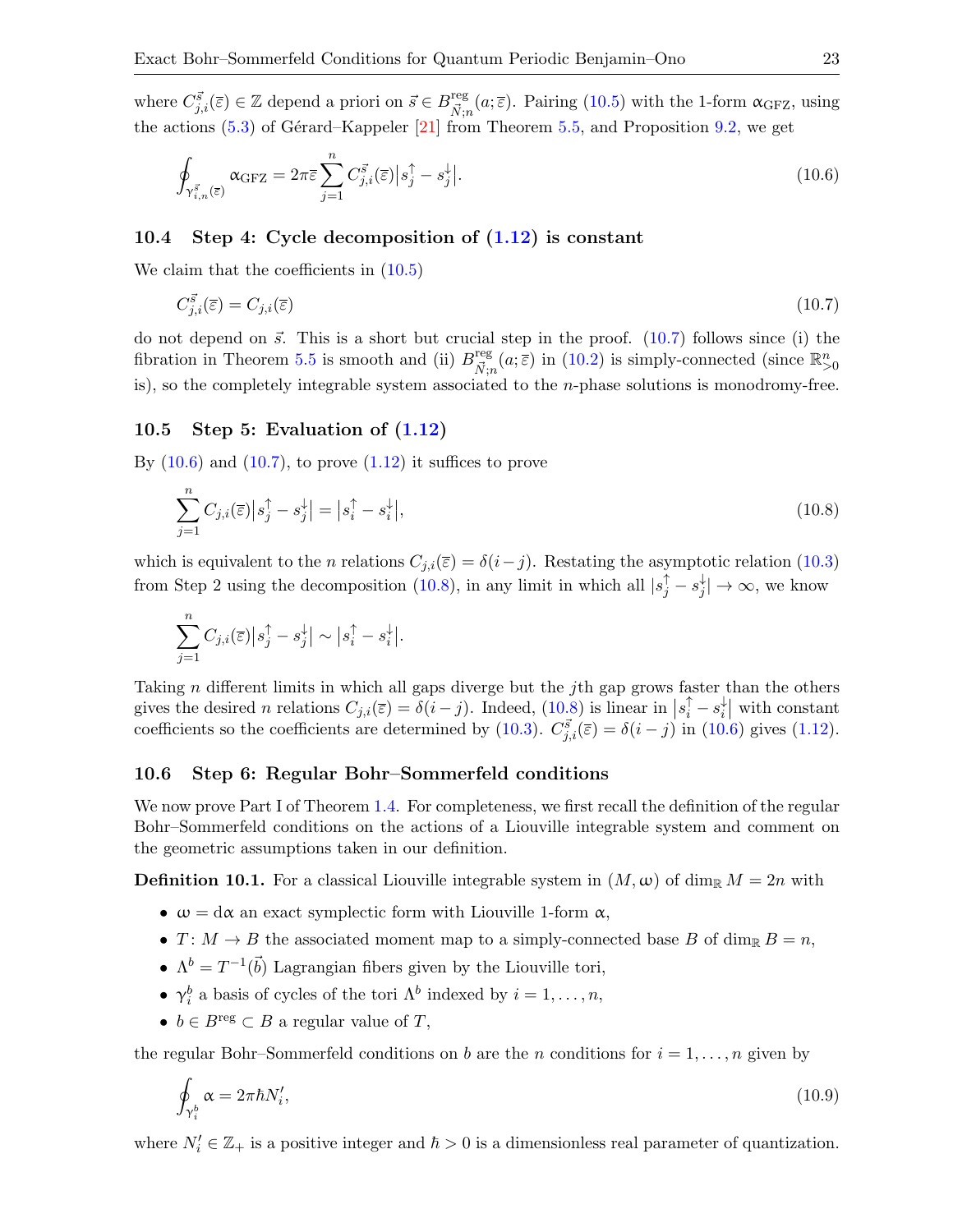where $C^{\vec{s}}_{j,i}(\bar{\varepsilon}) \in \mathbb{Z}$ depend a priori on $\vec{s} \in B^{\mathrm{reg}}_{\vec{N};n}(a;\bar{\varepsilon})$. Pairing (10.5) with the 1-form $\alpha_{\mathrm{GFZ}}$, using the actions (5.3) of Gérard–Kappeler [21] from Theorem 5.5, and Proposition 9.2, we get

$$\oint_{\gamma^{\vec{s}}_{i,n}(\bar{\varepsilon})} \alpha_{\mathrm{GFZ}} = 2\pi\bar{\varepsilon} \sum_{j=1}^{n} C^{\vec{s}}_{j,i}(\bar{\varepsilon}) \big| s^{\uparrow}_{j} - s^{\downarrow}_{j} \big|. \tag{10.6}$$

### 10.4 Step 4: Cycle decomposition of (1.12) is constant

We claim that the coefficients in (10.5)

$$C^{\vec{s}}_{j,i}(\bar{\varepsilon}) = C_{j,i}(\bar{\varepsilon}) \tag{10.7}$$

do not depend on $\vec{s}$. This is a short but crucial step in the proof. (10.7) follows since (i) the fibration in Theorem 5.5 is smooth and (ii) $B^{\mathrm{reg}}_{\vec{N};n}(a;\bar{\varepsilon})$ in (10.2) is simply-connected (since $\mathbb{R}^{n}_{>0}$ is), so the completely integrable system associated to the $n$-phase solutions is monodromy-free.

### 10.5 Step 5: Evaluation of (1.12)

By (10.6) and (10.7), to prove (1.12) it suffices to prove

$$\sum_{j=1}^{n} C_{j,i}(\bar{\varepsilon}) \big| s^{\uparrow}_{j} - s^{\downarrow}_{j} \big| = \big| s^{\uparrow}_{i} - s^{\downarrow}_{i} \big|, \tag{10.8}$$

which is equivalent to the $n$ relations $C_{j,i}(\bar{\varepsilon}) = \delta(i-j)$. Restating the asymptotic relation (10.3) from Step 2 using the decomposition (10.8), in any limit in which all $|s^{\uparrow}_{j} - s^{\downarrow}_{j}| \to \infty$, we know

$$\sum_{j=1}^{n} C_{j,i}(\bar{\varepsilon}) \big| s^{\uparrow}_{j} - s^{\downarrow}_{j} \big| \sim \big| s^{\uparrow}_{i} - s^{\downarrow}_{i} \big|.$$

Taking $n$ different limits in which all gaps diverge but the $j$th gap grows faster than the others gives the desired $n$ relations $C_{j,i}(\bar{\varepsilon}) = \delta(i-j)$. Indeed, (10.8) is linear in $\big| s^{\uparrow}_{i} - s^{\downarrow}_{i} \big|$ with constant coefficients so the coefficients are determined by (10.3). $C^{\vec{s}}_{j,i}(\bar{\varepsilon}) = \delta(i-j)$ in (10.6) gives (1.12).

### 10.6 Step 6: Regular Bohr–Sommerfeld conditions

We now prove Part I of Theorem 1.4. For completeness, we first recall the definition of the regular Bohr–Sommerfeld conditions on the actions of a Liouville integrable system and comment on the geometric assumptions taken in our definition.

**Definition 10.1.** For a classical Liouville integrable system in $(M, \omega)$ of $\dim_{\mathbb{R}} M = 2n$ with

- $\omega = \mathrm{d}\alpha$ an exact symplectic form with Liouville 1-form $\alpha$,
- $T \colon M \to B$ the associated moment map to a simply-connected base $B$ of $\dim_{\mathbb{R}} B = n$,
- $\Lambda^{b} = T^{-1}(\vec{b})$ Lagrangian fibers given by the Liouville tori,
- $\gamma^{b}_{i}$ a basis of cycles of the tori $\Lambda^{b}$ indexed by $i = 1, \dots, n$,
- $b \in B^{\mathrm{reg}} \subset B$ a regular value of $T$,

the regular Bohr–Sommerfeld conditions on $b$ are the $n$ conditions for $i = 1, \dots, n$ given by

$$\oint_{\gamma^{b}_{i}} \alpha = 2\pi\hbar N'_{i}, \tag{10.9}$$

where $N'_{i} \in \mathbb{Z}_{+}$ is a positive integer and $\hbar > 0$ is a dimensionless real parameter of quantization.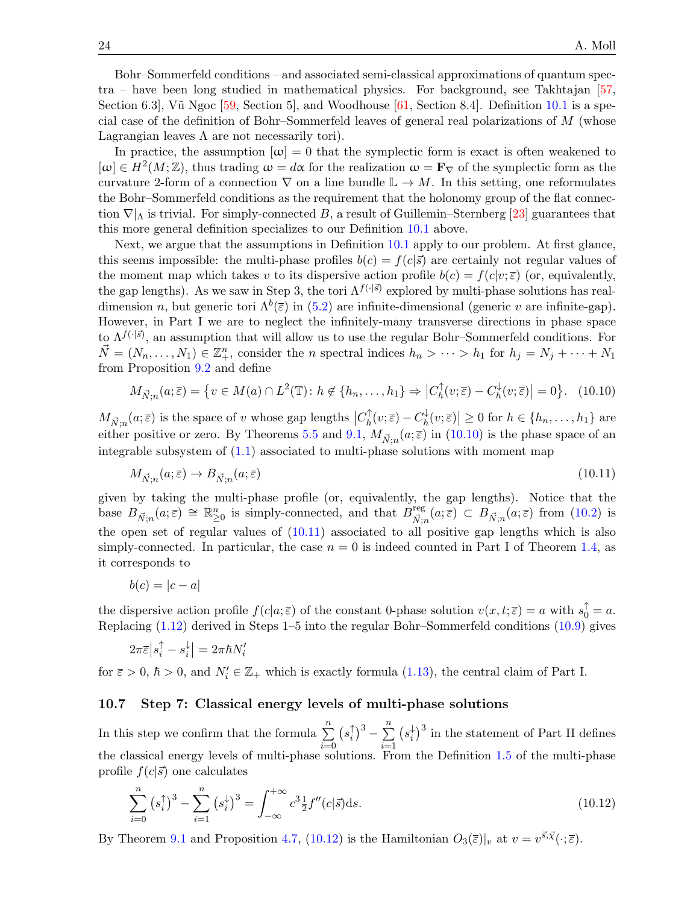Bohr–Sommerfeld conditions – and associated semi-classical approximations of quantum spectra – have been long studied in mathematical physics. For background, see Takhtajan [57, Section 6.3], Vũ Ngoc [59, Section 5], and Woodhouse [61, Section 8.4]. Definition 10.1 is a special case of the definition of Bohr–Sommerfeld leaves of general real polarizations of $M$ (whose Lagrangian leaves $\Lambda$ are not necessarily tori).

In practice, the assumption $[\omega] = 0$ that the symplectic form is exact is often weakened to $[\omega] \in H^2(M;\mathbb{Z})$, thus trading $\omega = d\alpha$ for the realization $\omega = \mathbf{F}_\nabla$ of the symplectic form as the curvature 2-form of a connection $\nabla$ on a line bundle $\mathbb{L} \to M$. In this setting, one reformulates the Bohr–Sommerfeld conditions as the requirement that the holonomy group of the flat connection $\nabla|_\Lambda$ is trivial. For simply-connected $B$, a result of Guillemin–Sternberg [23] guarantees that this more general definition specializes to our Definition 10.1 above.

Next, we argue that the assumptions in Definition 10.1 apply to our problem. At first glance, this seems impossible: the multi-phase profiles $b(c) = f(c|\vec{s})$ are certainly not regular values of the moment map which takes $v$ to its dispersive action profile $b(c) = f(c|v;\overline{\varepsilon})$ (or, equivalently, the gap lengths). As we saw in Step 3, the tori $\Lambda^{f(\cdot|\vec{s})}$ explored by multi-phase solutions has real-dimension $n$, but generic tori $\Lambda^b(\overline{\varepsilon})$ in (5.2) are infinite-dimensional (generic $v$ are infinite-gap). However, in Part I we are to neglect the infinitely-many transverse directions in phase space to $\Lambda^{f(\cdot|\vec{s})}$, an assumption that will allow us to use the regular Bohr–Sommerfeld conditions. For $\vec{N} = (N_n, \dots, N_1) \in \mathbb{Z}_+^n$, consider the $n$ spectral indices $h_n > \dots > h_1$ for $h_j = N_j + \dots + N_1$ from Proposition 9.2 and define

$$M_{\vec{N};n}(a;\overline{\varepsilon}) = \left\{ v \in M(a) \cap L^2(\mathbb{T})\colon h \notin \{h_n, \dots, h_1\} \Rightarrow \left|C_h^\uparrow(v;\overline{\varepsilon}) - C_h^\downarrow(v;\overline{\varepsilon})\right| = 0 \right\}. \quad (10.10)$$

$M_{\vec{N};n}(a;\overline{\varepsilon})$ is the space of $v$ whose gap lengths $\left|C_h^\uparrow(v;\overline{\varepsilon}) - C_h^\downarrow(v;\overline{\varepsilon})\right| \geq 0$ for $h \in \{h_n, \dots, h_1\}$ are either positive or zero. By Theorems 5.5 and 9.1, $M_{\vec{N};n}(a;\overline{\varepsilon})$ in (10.10) is the phase space of an integrable subsystem of (1.1) associated to multi-phase solutions with moment map

$$M_{\vec{N};n}(a;\overline{\varepsilon}) \to B_{\vec{N};n}(a;\overline{\varepsilon}) \quad (10.11)$$

given by taking the multi-phase profile (or, equivalently, the gap lengths). Notice that the base $B_{\vec{N};n}(a;\overline{\varepsilon}) \cong \mathbb{R}^n_{\geq 0}$ is simply-connected, and that $B^{\text{reg}}_{\vec{N};n}(a;\overline{\varepsilon}) \subset B_{\vec{N};n}(a;\overline{\varepsilon})$ from (10.2) is the open set of regular values of (10.11) associated to all positive gap lengths which is also simply-connected. In particular, the case $n = 0$ is indeed counted in Part I of Theorem 1.4, as it corresponds to

$$b(c) = |c - a|$$

the dispersive action profile $f(c|a;\overline{\varepsilon})$ of the constant 0-phase solution $v(x,t;\overline{\varepsilon}) = a$ with $s_0^\uparrow = a$. Replacing (1.12) derived in Steps 1–5 into the regular Bohr–Sommerfeld conditions (10.9) gives

$$2\pi\overline{\varepsilon}\left|s_i^\uparrow - s_i^\downarrow\right| = 2\pi\hbar N_i'$$

for $\overline{\varepsilon} > 0$, $\hbar > 0$, and $N_i' \in \mathbb{Z}_+$ which is exactly formula (1.13), the central claim of Part I.

### 10.7 Step 7: Classical energy levels of multi-phase solutions

In this step we confirm that the formula $\sum_{i=0}^{n} \left(s_i^\uparrow\right)^3 - \sum_{i=1}^{n} \left(s_i^\downarrow\right)^3$ in the statement of Part II defines the classical energy levels of multi-phase solutions. From the Definition 1.5 of the multi-phase profile $f(c|\vec{s})$ one calculates

$$\sum_{i=0}^{n} \left(s_i^\uparrow\right)^3 - \sum_{i=1}^{n} \left(s_i^\downarrow\right)^3 = \int_{-\infty}^{+\infty} c^3 \tfrac{1}{2} f''(c|\vec{s}) \mathrm{d}s. \quad (10.12)$$

By Theorem 9.1 and Proposition 4.7, (10.12) is the Hamiltonian $O_3(\overline{\varepsilon})|_v$ at $v = v^{\vec{s},\vec{\chi}}(\cdot;\overline{\varepsilon})$.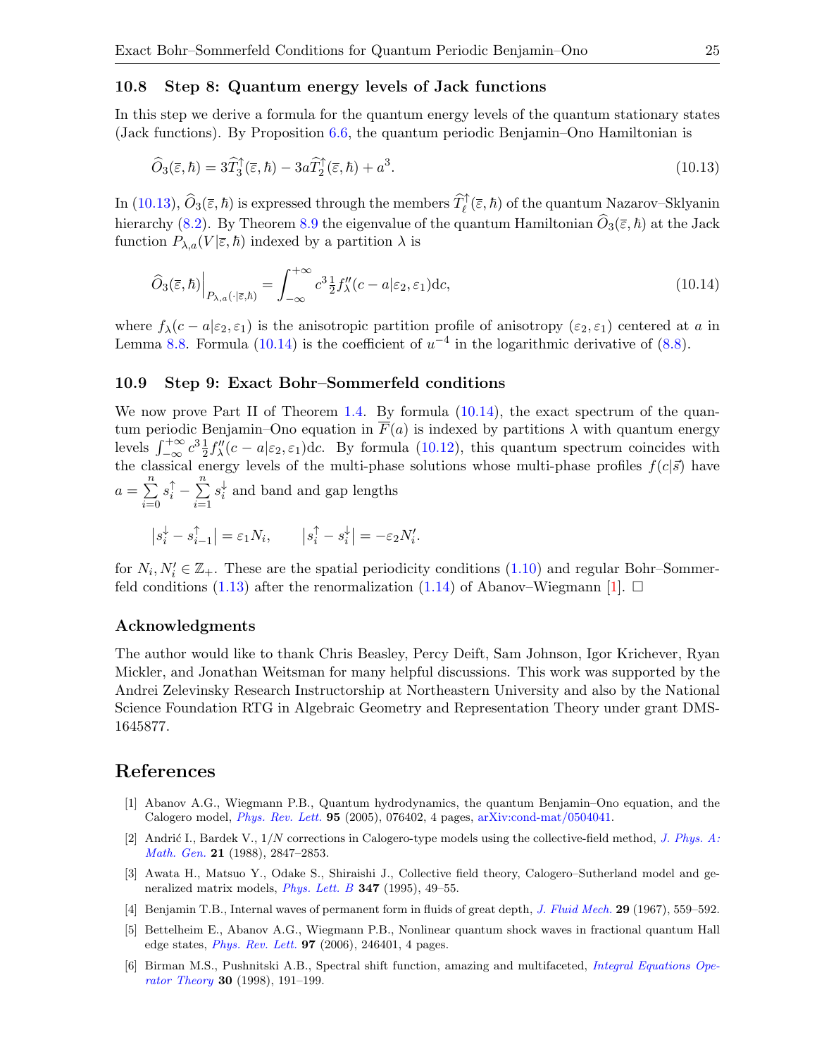### 10.8 Step 8: Quantum energy levels of Jack functions

In this step we derive a formula for the quantum energy levels of the quantum stationary states (Jack functions). By Proposition 6.6, the quantum periodic Benjamin–Ono Hamiltonian is

$$\widehat{O}_3(\overline{\varepsilon}, \hbar) = 3\widehat{T}_3^{\uparrow}(\overline{\varepsilon}, \hbar) - 3a\widehat{T}_2^{\uparrow}(\overline{\varepsilon}, \hbar) + a^3. \tag{10.13}$$

In (10.13), $\widehat{O}_3(\overline{\varepsilon}, \hbar)$ is expressed through the members $\widehat{T}_\ell^{\uparrow}(\overline{\varepsilon}, \hbar)$ of the quantum Nazarov–Sklyanin hierarchy (8.2). By Theorem 8.9 the eigenvalue of the quantum Hamiltonian $\widehat{O}_3(\overline{\varepsilon}, \hbar)$ at the Jack function $P_{\lambda,a}(V|\overline{\varepsilon}, \hbar)$ indexed by a partition $\lambda$ is

$$\widehat{O}_3(\overline{\varepsilon}, \hbar)\Big|_{P_{\lambda,a}(\cdot|\overline{\varepsilon},\hbar)} = \int_{-\infty}^{+\infty} c^3 \tfrac{1}{2} f_\lambda''(c - a|\varepsilon_2, \varepsilon_1) \mathrm{d}c, \tag{10.14}$$

where $f_\lambda(c - a|\varepsilon_2, \varepsilon_1)$ is the anisotropic partition profile of anisotropy $(\varepsilon_2, \varepsilon_1)$ centered at $a$ in Lemma 8.8. Formula (10.14) is the coefficient of $u^{-4}$ in the logarithmic derivative of (8.8).

### 10.9 Step 9: Exact Bohr–Sommerfeld conditions

We now prove Part II of Theorem 1.4. By formula (10.14), the exact spectrum of the quantum periodic Benjamin–Ono equation in $\overline{F}(a)$ is indexed by partitions $\lambda$ with quantum energy levels $\int_{-\infty}^{+\infty} c^3 \frac{1}{2} f_\lambda''(c - a|\varepsilon_2, \varepsilon_1)\mathrm{d}c$. By formula (10.12), this quantum spectrum coincides with the classical energy levels of the multi-phase solutions whose multi-phase profiles $f(c|\vec{s})$ have $a = \sum_{i=0}^{n} s_i^{\uparrow} - \sum_{i=1}^{n} s_i^{\downarrow}$ and band and gap lengths

$$\left|s_i^{\downarrow} - s_{i-1}^{\uparrow}\right| = \varepsilon_1 N_i, \qquad \left|s_i^{\uparrow} - s_i^{\downarrow}\right| = -\varepsilon_2 N_i'.$$

for $N_i, N_i' \in \mathbb{Z}_+$. These are the spatial periodicity conditions (1.10) and regular Bohr–Sommerfeld conditions (1.13) after the renormalization (1.14) of Abanov–Wiegmann [1]. □

## Acknowledgments

The author would like to thank Chris Beasley, Percy Deift, Sam Johnson, Igor Krichever, Ryan Mickler, and Jonathan Weitsman for many helpful discussions. This work was supported by the Andrei Zelevinsky Research Instructorship at Northeastern University and also by the National Science Foundation RTG in Algebraic Geometry and Representation Theory under grant DMS-1645877.

# References

[1] Abanov A.G., Wiegmann P.B., Quantum hydrodynamics, the quantum Benjamin–Ono equation, and the Calogero model, *Phys. Rev. Lett.* **95** (2005), 076402, 4 pages, arXiv:cond-mat/0504041.

[2] Andrić I., Bardek V., $1/N$ corrections in Calogero-type models using the collective-field method, *J. Phys. A: Math. Gen.* **21** (1988), 2847–2853.

[3] Awata H., Matsuo Y., Odake S., Shiraishi J., Collective field theory, Calogero–Sutherland model and generalized matrix models, *Phys. Lett. B* **347** (1995), 49–55.

[4] Benjamin T.B., Internal waves of permanent form in fluids of great depth, *J. Fluid Mech.* **29** (1967), 559–592.

[5] Bettelheim E., Abanov A.G., Wiegmann P.B., Nonlinear quantum shock waves in fractional quantum Hall edge states, *Phys. Rev. Lett.* **97** (2006), 246401, 4 pages.

[6] Birman M.S., Pushnitski A.B., Spectral shift function, amazing and multifaceted, *Integral Equations Operator Theory* **30** (1998), 191–199.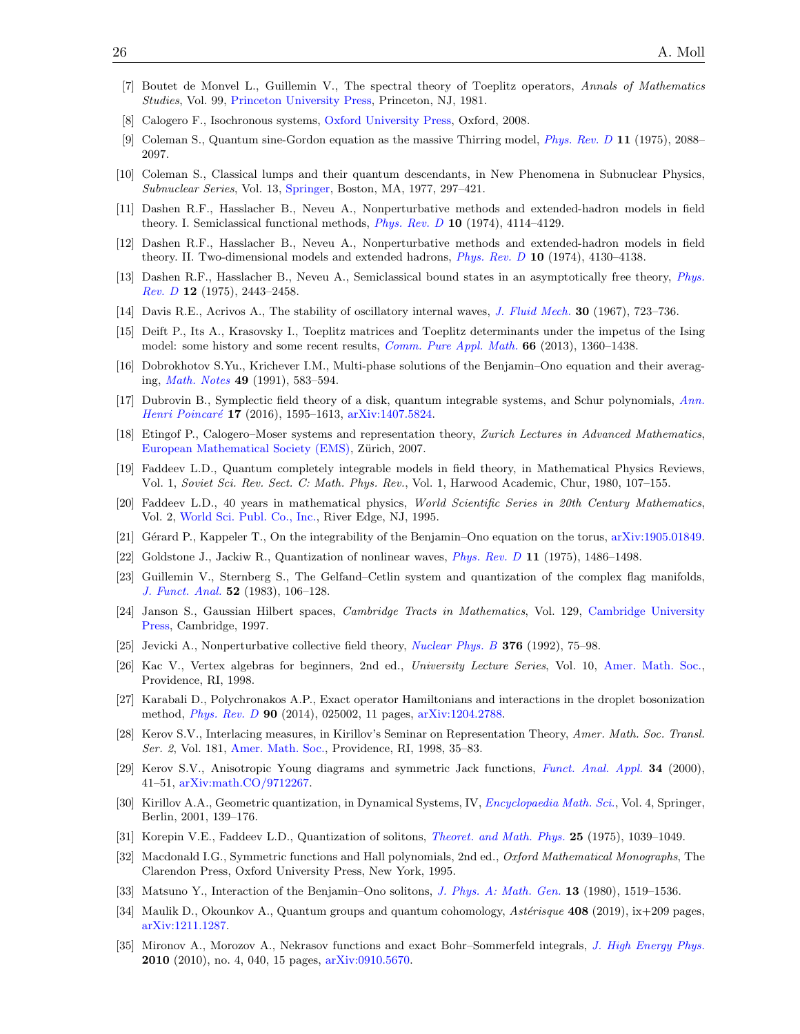[7] Boutet de Monvel L., Guillemin V., The spectral theory of Toeplitz operators, *Annals of Mathematics Studies*, Vol. 99, Princeton University Press, Princeton, NJ, 1981.

[8] Calogero F., Isochronous systems, Oxford University Press, Oxford, 2008.

[9] Coleman S., Quantum sine-Gordon equation as the massive Thirring model, *Phys. Rev. D* **11** (1975), 2088–2097.

[10] Coleman S., Classical lumps and their quantum descendants, in New Phenomena in Subnuclear Physics, *Subnuclear Series*, Vol. 13, Springer, Boston, MA, 1977, 297–421.

[11] Dashen R.F., Hasslacher B., Neveu A., Nonperturbative methods and extended-hadron models in field theory. I. Semiclassical functional methods, *Phys. Rev. D* **10** (1974), 4114–4129.

[12] Dashen R.F., Hasslacher B., Neveu A., Nonperturbative methods and extended-hadron models in field theory. II. Two-dimensional models and extended hadrons, *Phys. Rev. D* **10** (1974), 4130–4138.

[13] Dashen R.F., Hasslacher B., Neveu A., Semiclassical bound states in an asymptotically free theory, *Phys. Rev. D* **12** (1975), 2443–2458.

[14] Davis R.E., Acrivos A., The stability of oscillatory internal waves, *J. Fluid Mech.* **30** (1967), 723–736.

[15] Deift P., Its A., Krasovsky I., Toeplitz matrices and Toeplitz determinants under the impetus of the Ising model: some history and some recent results, *Comm. Pure Appl. Math.* **66** (2013), 1360–1438.

[16] Dobrokhotov S.Yu., Krichever I.M., Multi-phase solutions of the Benjamin–Ono equation and their averaging, *Math. Notes* **49** (1991), 583–594.

[17] Dubrovin B., Symplectic field theory of a disk, quantum integrable systems, and Schur polynomials, *Ann. Henri Poincaré* **17** (2016), 1595–1613, arXiv:1407.5824.

[18] Etingof P., Calogero–Moser systems and representation theory, *Zurich Lectures in Advanced Mathematics*, European Mathematical Society (EMS), Zürich, 2007.

[19] Faddeev L.D., Quantum completely integrable models in field theory, in Mathematical Physics Reviews, Vol. 1, *Soviet Sci. Rev. Sect. C: Math. Phys. Rev.*, Vol. 1, Harwood Academic, Chur, 1980, 107–155.

[20] Faddeev L.D., 40 years in mathematical physics, *World Scientific Series in 20th Century Mathematics*, Vol. 2, World Sci. Publ. Co., Inc., River Edge, NJ, 1995.

[21] Gérard P., Kappeler T., On the integrability of the Benjamin–Ono equation on the torus, arXiv:1905.01849.

[22] Goldstone J., Jackiw R., Quantization of nonlinear waves, *Phys. Rev. D* **11** (1975), 1486–1498.

[23] Guillemin V., Sternberg S., The Gelfand–Cetlin system and quantization of the complex flag manifolds, *J. Funct. Anal.* **52** (1983), 106–128.

[24] Janson S., Gaussian Hilbert spaces, *Cambridge Tracts in Mathematics*, Vol. 129, Cambridge University Press, Cambridge, 1997.

[25] Jevicki A., Nonperturbative collective field theory, *Nuclear Phys. B* **376** (1992), 75–98.

[26] Kac V., Vertex algebras for beginners, 2nd ed., *University Lecture Series*, Vol. 10, Amer. Math. Soc., Providence, RI, 1998.

[27] Karabali D., Polychronakos A.P., Exact operator Hamiltonians and interactions in the droplet bosonization method, *Phys. Rev. D* **90** (2014), 025002, 11 pages, arXiv:1204.2788.

[28] Kerov S.V., Interlacing measures, in Kirillov's Seminar on Representation Theory, *Amer. Math. Soc. Transl. Ser. 2*, Vol. 181, Amer. Math. Soc., Providence, RI, 1998, 35–83.

[29] Kerov S.V., Anisotropic Young diagrams and symmetric Jack functions, *Funct. Anal. Appl.* **34** (2000), 41–51, arXiv:math.CO/9712267.

[30] Kirillov A.A., Geometric quantization, in Dynamical Systems, IV, *Encyclopaedia Math. Sci.*, Vol. 4, Springer, Berlin, 2001, 139–176.

[31] Korepin V.E., Faddeev L.D., Quantization of solitons, *Theoret. and Math. Phys.* **25** (1975), 1039–1049.

[32] Macdonald I.G., Symmetric functions and Hall polynomials, 2nd ed., *Oxford Mathematical Monographs*, The Clarendon Press, Oxford University Press, New York, 1995.

[33] Matsuno Y., Interaction of the Benjamin–Ono solitons, *J. Phys. A: Math. Gen.* **13** (1980), 1519–1536.

[34] Maulik D., Okounkov A., Quantum groups and quantum cohomology, *Astérisque* **408** (2019), ix+209 pages, arXiv:1211.1287.

[35] Mironov A., Morozov A., Nekrasov functions and exact Bohr–Sommerfeld integrals, *J. High Energy Phys.* **2010** (2010), no. 4, 040, 15 pages, arXiv:0910.5670.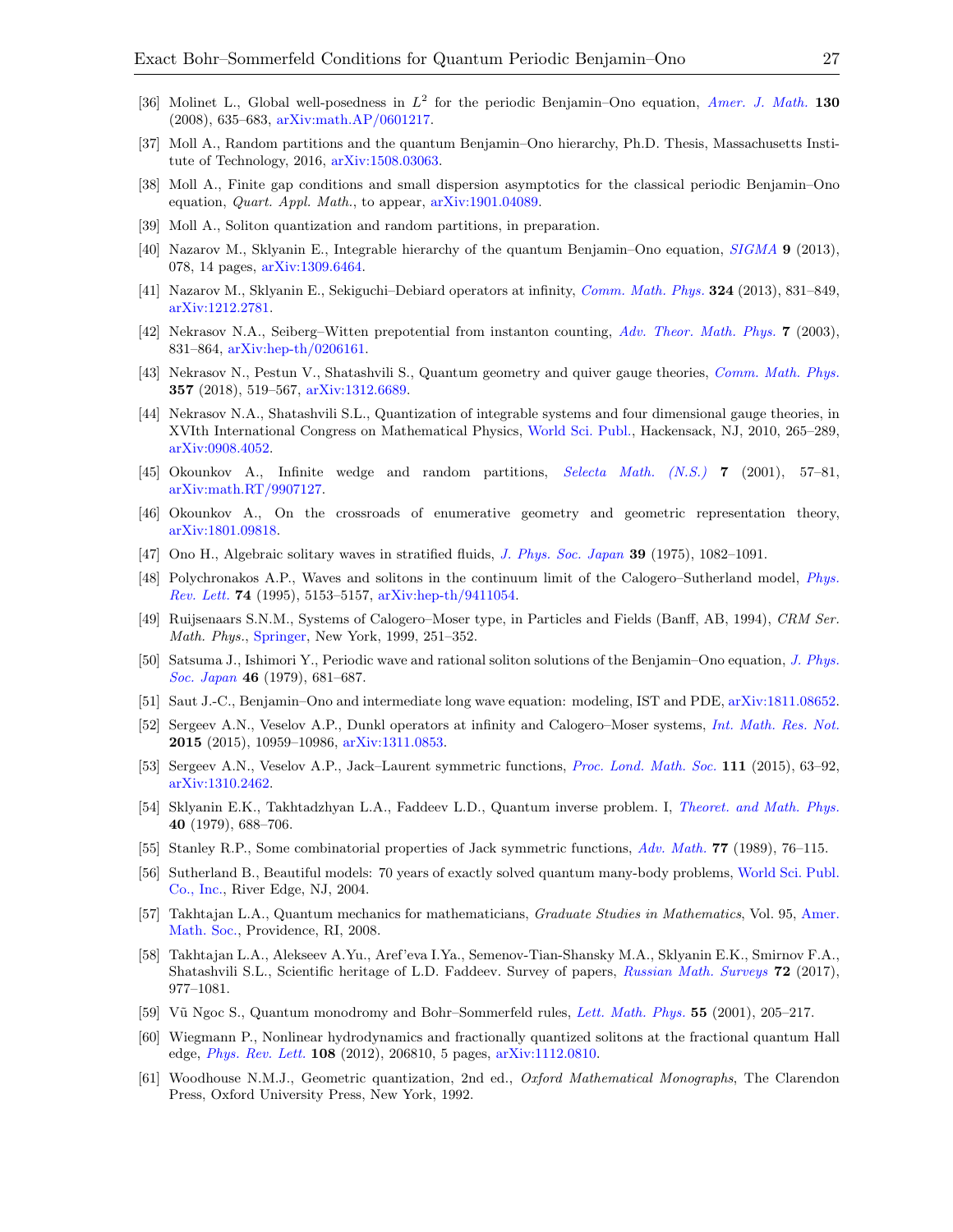[36] Molinet L., Global well-posedness in $L^2$ for the periodic Benjamin–Ono equation, *Amer. J. Math.* **130** (2008), 635–683, arXiv:math.AP/0601217.

[37] Moll A., Random partitions and the quantum Benjamin–Ono hierarchy, Ph.D. Thesis, Massachusetts Institute of Technology, 2016, arXiv:1508.03063.

[38] Moll A., Finite gap conditions and small dispersion asymptotics for the classical periodic Benjamin–Ono equation, *Quart. Appl. Math.*, to appear, arXiv:1901.04089.

[39] Moll A., Soliton quantization and random partitions, in preparation.

[40] Nazarov M., Sklyanin E., Integrable hierarchy of the quantum Benjamin–Ono equation, *SIGMA* **9** (2013), 078, 14 pages, arXiv:1309.6464.

[41] Nazarov M., Sklyanin E., Sekiguchi–Debiard operators at infinity, *Comm. Math. Phys.* **324** (2013), 831–849, arXiv:1212.2781.

[42] Nekrasov N.A., Seiberg–Witten prepotential from instanton counting, *Adv. Theor. Math. Phys.* **7** (2003), 831–864, arXiv:hep-th/0206161.

[43] Nekrasov N., Pestun V., Shatashvili S., Quantum geometry and quiver gauge theories, *Comm. Math. Phys.* **357** (2018), 519–567, arXiv:1312.6689.

[44] Nekrasov N.A., Shatashvili S.L., Quantization of integrable systems and four dimensional gauge theories, in XVIth International Congress on Mathematical Physics, World Sci. Publ., Hackensack, NJ, 2010, 265–289, arXiv:0908.4052.

[45] Okounkov A., Infinite wedge and random partitions, *Selecta Math. (N.S.)* **7** (2001), 57–81, arXiv:math.RT/9907127.

[46] Okounkov A., On the crossroads of enumerative geometry and geometric representation theory, arXiv:1801.09818.

[47] Ono H., Algebraic solitary waves in stratified fluids, *J. Phys. Soc. Japan* **39** (1975), 1082–1091.

[48] Polychronakos A.P., Waves and solitons in the continuum limit of the Calogero–Sutherland model, *Phys. Rev. Lett.* **74** (1995), 5153–5157, arXiv:hep-th/9411054.

[49] Ruijsenaars S.N.M., Systems of Calogero–Moser type, in Particles and Fields (Banff, AB, 1994), *CRM Ser. Math. Phys.*, Springer, New York, 1999, 251–352.

[50] Satsuma J., Ishimori Y., Periodic wave and rational soliton solutions of the Benjamin–Ono equation, *J. Phys. Soc. Japan* **46** (1979), 681–687.

[51] Saut J.-C., Benjamin–Ono and intermediate long wave equation: modeling, IST and PDE, arXiv:1811.08652.

[52] Sergeev A.N., Veselov A.P., Dunkl operators at infinity and Calogero–Moser systems, *Int. Math. Res. Not.* **2015** (2015), 10959–10986, arXiv:1311.0853.

[53] Sergeev A.N., Veselov A.P., Jack–Laurent symmetric functions, *Proc. Lond. Math. Soc.* **111** (2015), 63–92, arXiv:1310.2462.

[54] Sklyanin E.K., Takhtadzhyan L.A., Faddeev L.D., Quantum inverse problem. I, *Theoret. and Math. Phys.* **40** (1979), 688–706.

[55] Stanley R.P., Some combinatorial properties of Jack symmetric functions, *Adv. Math.* **77** (1989), 76–115.

[56] Sutherland B., Beautiful models: 70 years of exactly solved quantum many-body problems, World Sci. Publ. Co., Inc., River Edge, NJ, 2004.

[57] Takhtajan L.A., Quantum mechanics for mathematicians, *Graduate Studies in Mathematics*, Vol. 95, Amer. Math. Soc., Providence, RI, 2008.

[58] Takhtajan L.A., Alekseev A.Yu., Aref'eva I.Ya., Semenov-Tian-Shansky M.A., Sklyanin E.K., Smirnov F.A., Shatashvili S.L., Scientific heritage of L.D. Faddeev. Survey of papers, *Russian Math. Surveys* **72** (2017), 977–1081.

[59] Vũ Ngoc S., Quantum monodromy and Bohr–Sommerfeld rules, *Lett. Math. Phys.* **55** (2001), 205–217.

[60] Wiegmann P., Nonlinear hydrodynamics and fractionally quantized solitons at the fractional quantum Hall edge, *Phys. Rev. Lett.* **108** (2012), 206810, 5 pages, arXiv:1112.0810.

[61] Woodhouse N.M.J., Geometric quantization, 2nd ed., *Oxford Mathematical Monographs*, The Clarendon Press, Oxford University Press, New York, 1992.